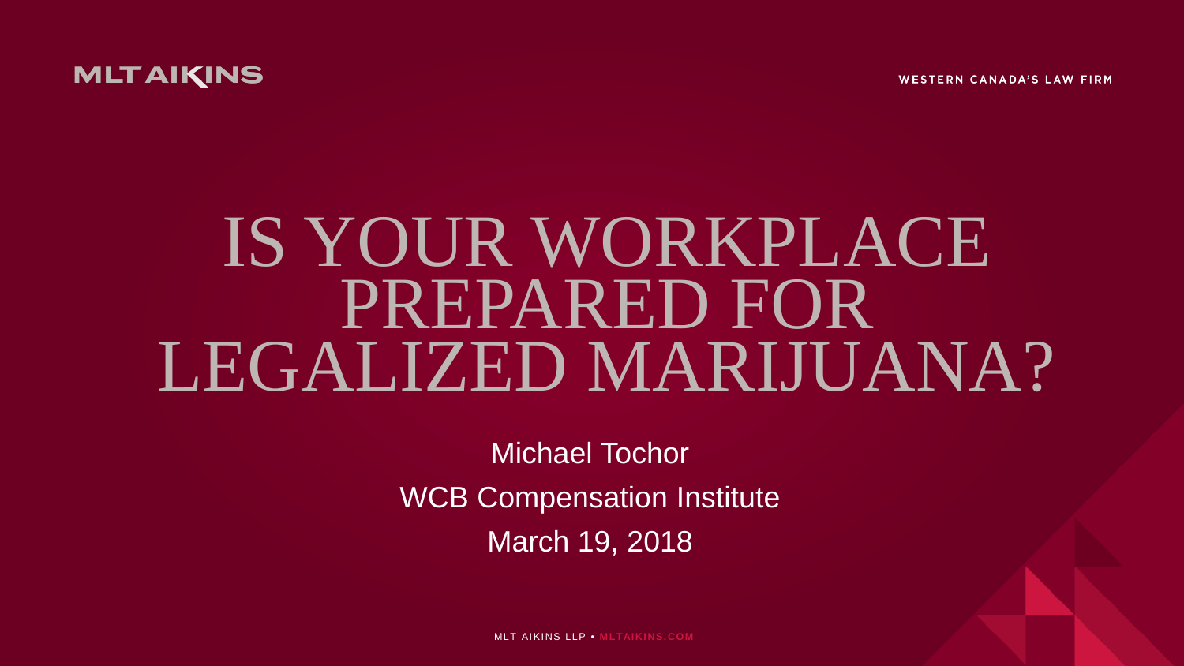MLT AIKINS

WESTERN CANADA'S LAW FIRM

# IS YOUR WORKPLACE PREPARED FOR LEGALIZED MARIJUANA?

Michael Tochor

WCB Compensation Institute

March 19, 2018

MLT AIKINS LLP • MLTAIKINS.COM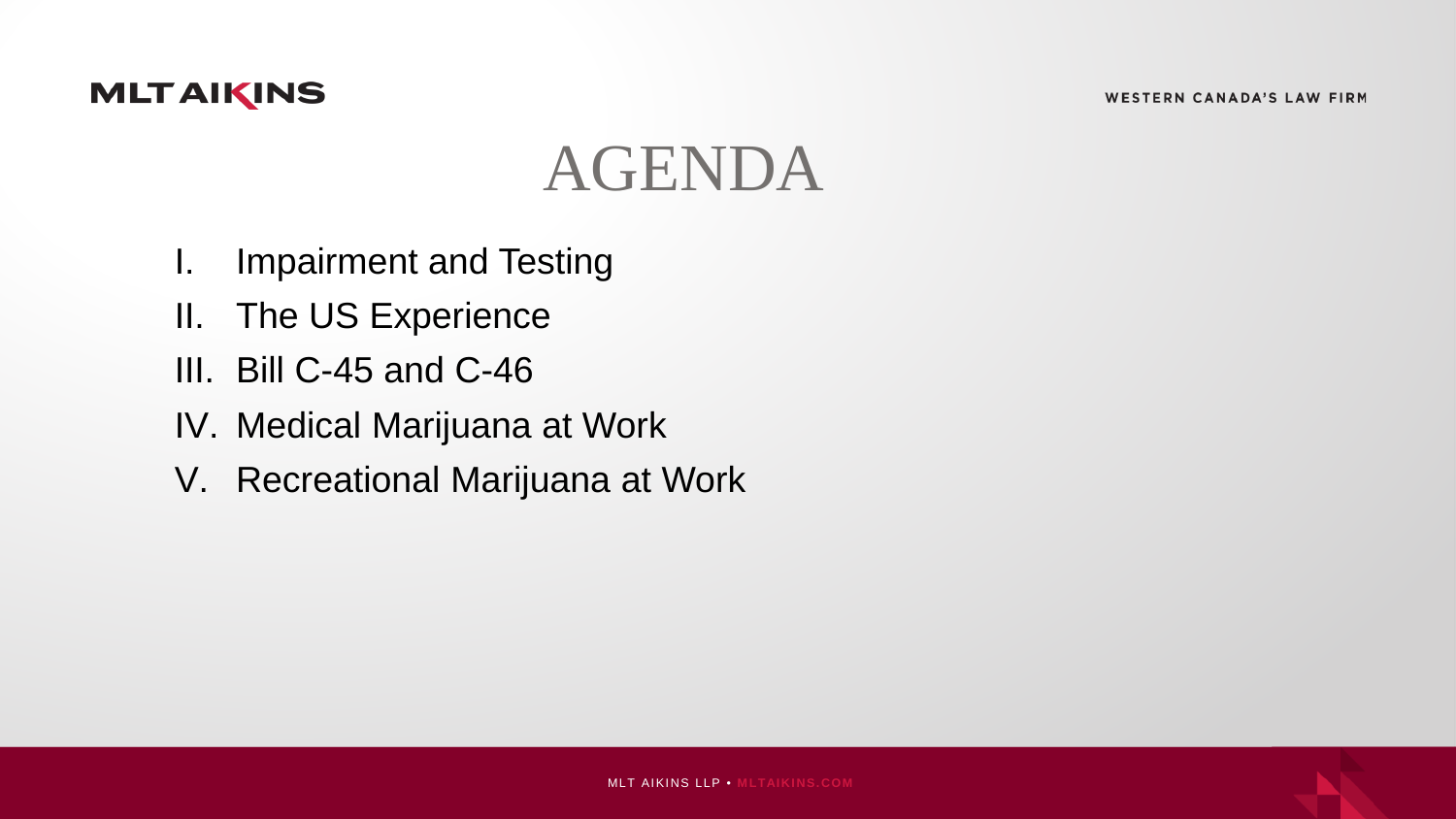# AGENDA

I. Impairment and Testing

II. The US Experience

III. Bill C-45 and C-46

IV. Medical Marijuana at Work

V. Recreational Marijuana at Work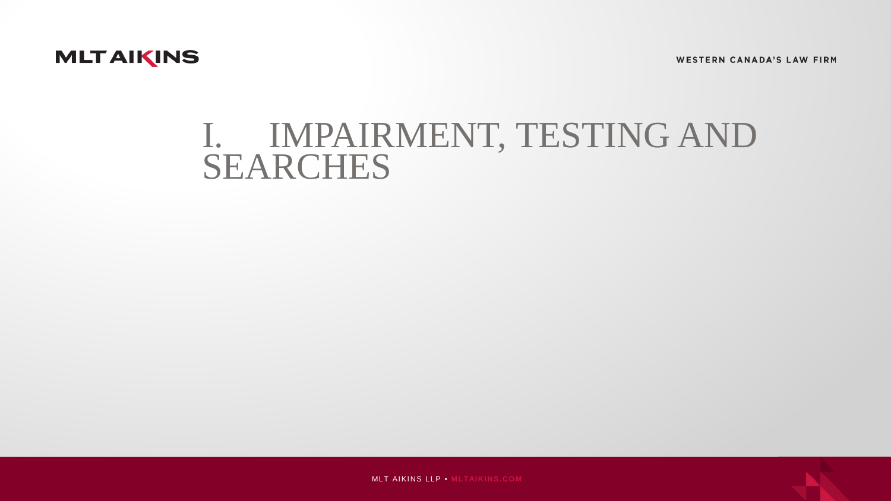# I. IMPAIRMENT, TESTING AND SEARCHES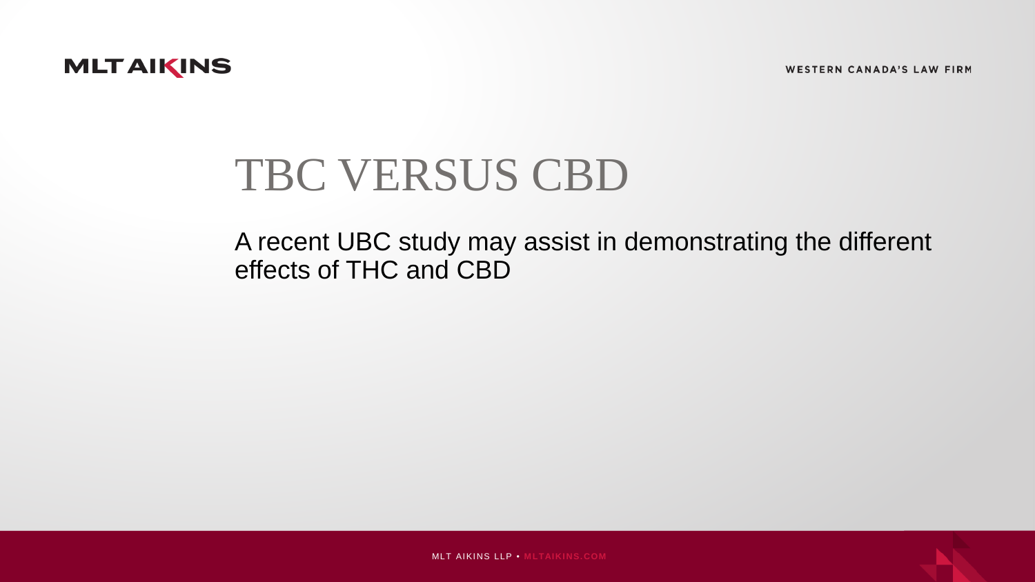# TBC VERSUS CBD

A recent UBC study may assist in demonstrating the different effects of THC and CBD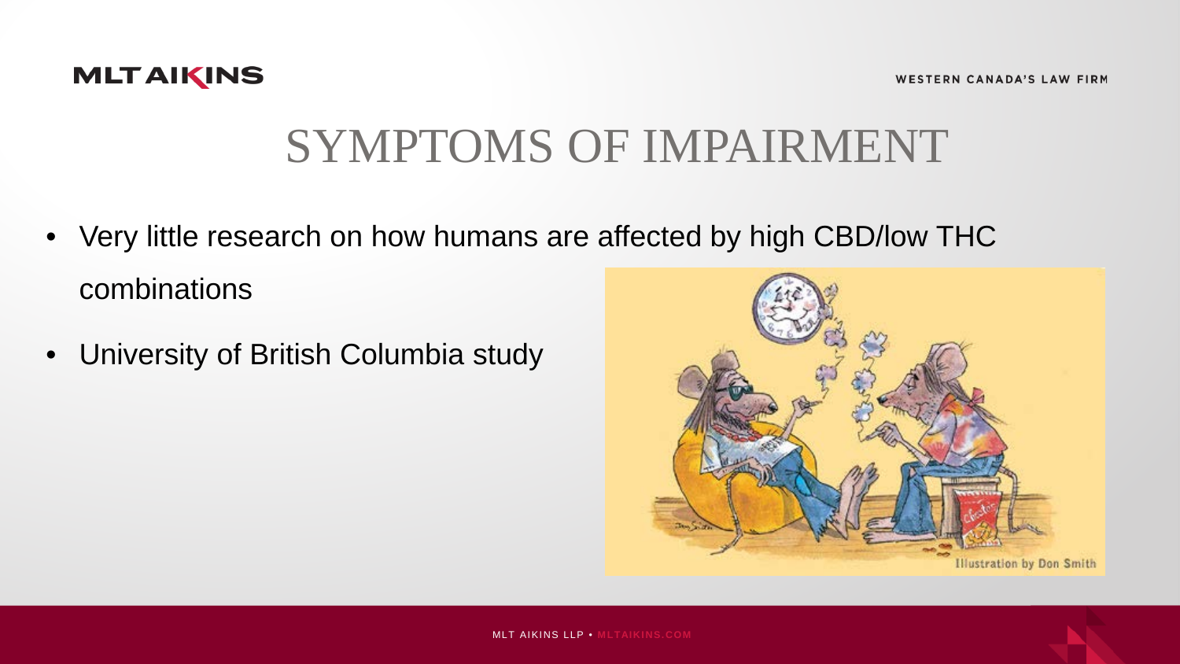# SYMPTOMS OF IMPAIRMENT

- Very little research on how humans are affected by high CBD/low THC combinations
- University of British Columbia study

Illustration by Don Smith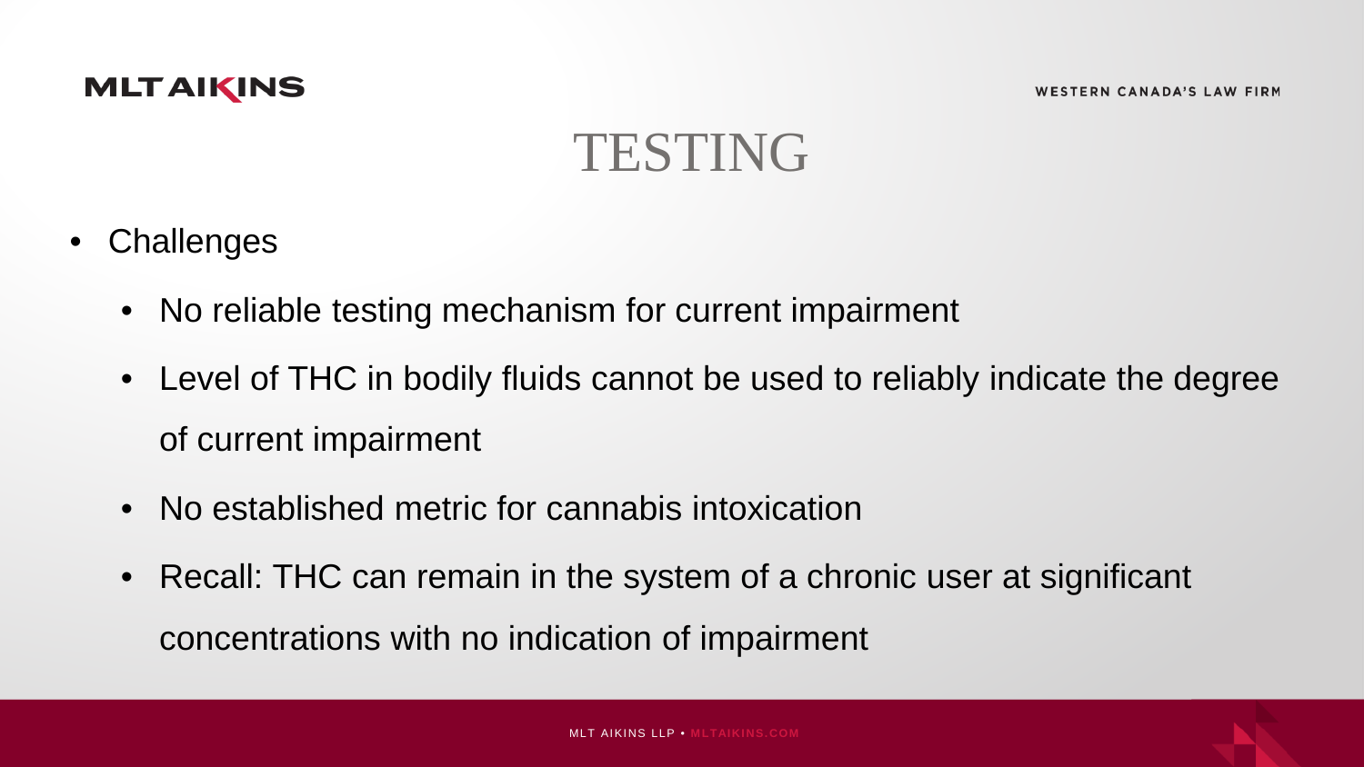# TESTING

- Challenges
  - No reliable testing mechanism for current impairment
  - Level of THC in bodily fluids cannot be used to reliably indicate the degree of current impairment
  - No established metric for cannabis intoxication
  - Recall: THC can remain in the system of a chronic user at significant concentrations with no indication of impairment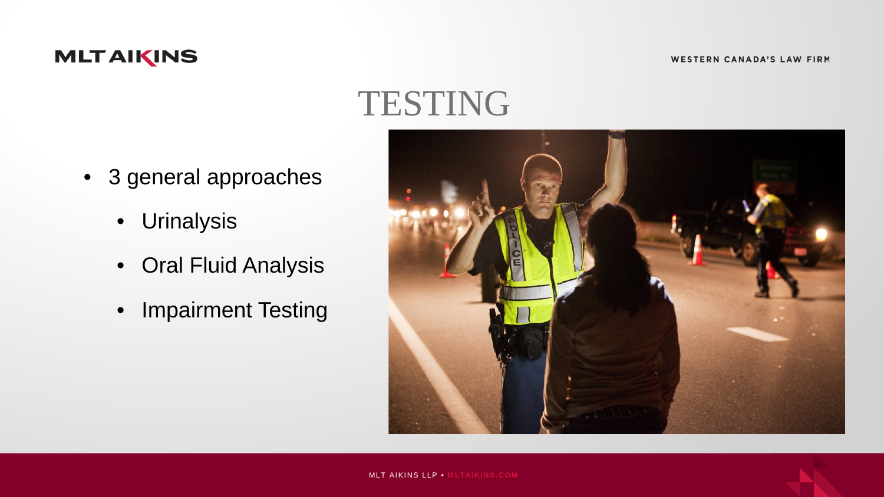# TESTING

- 3 general approaches
  - Urinalysis
  - Oral Fluid Analysis
  - Impairment Testing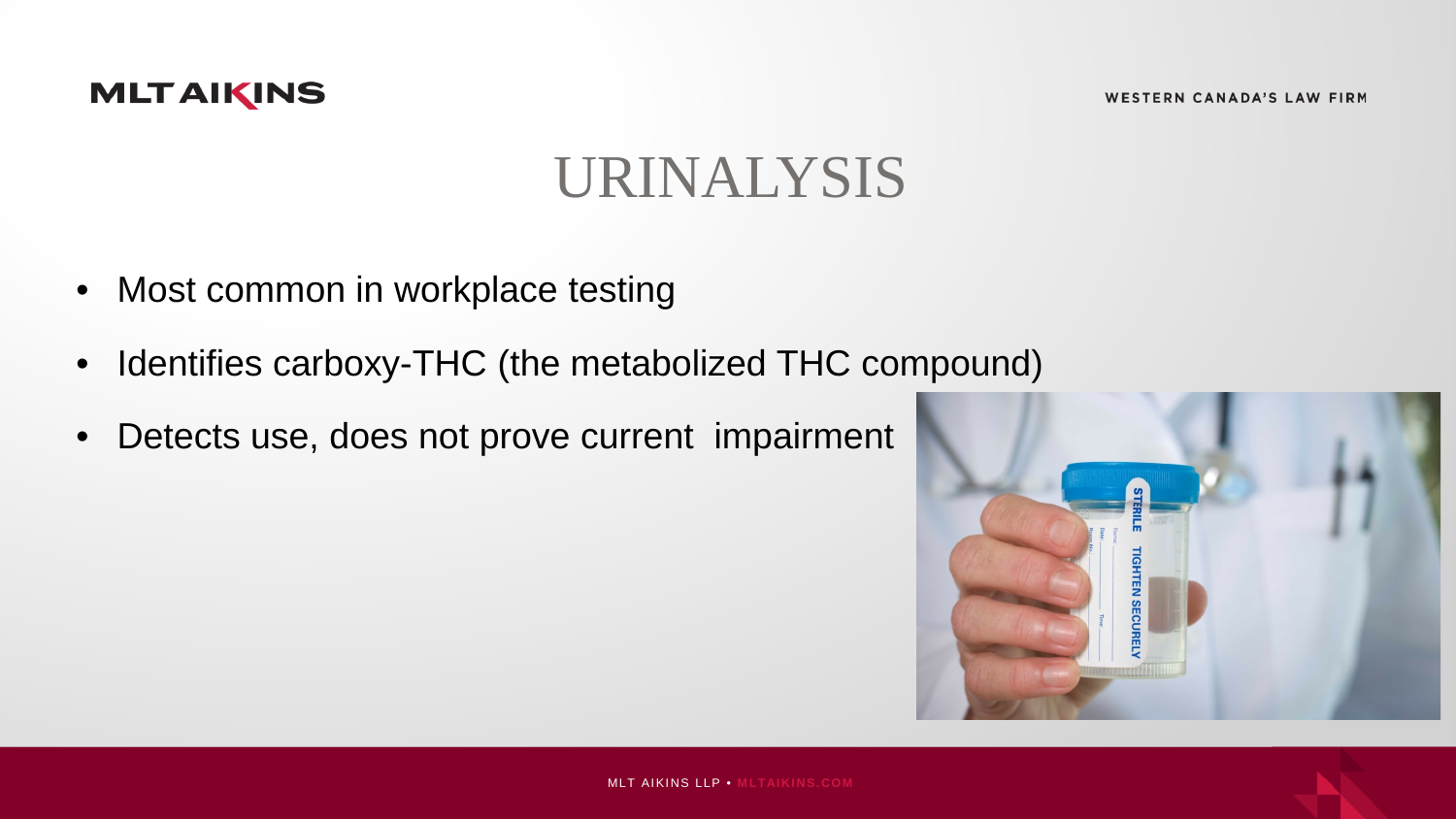# URINALYSIS

- Most common in workplace testing
- Identifies carboxy-THC (the metabolized THC compound)
- Detects use, does not prove current impairment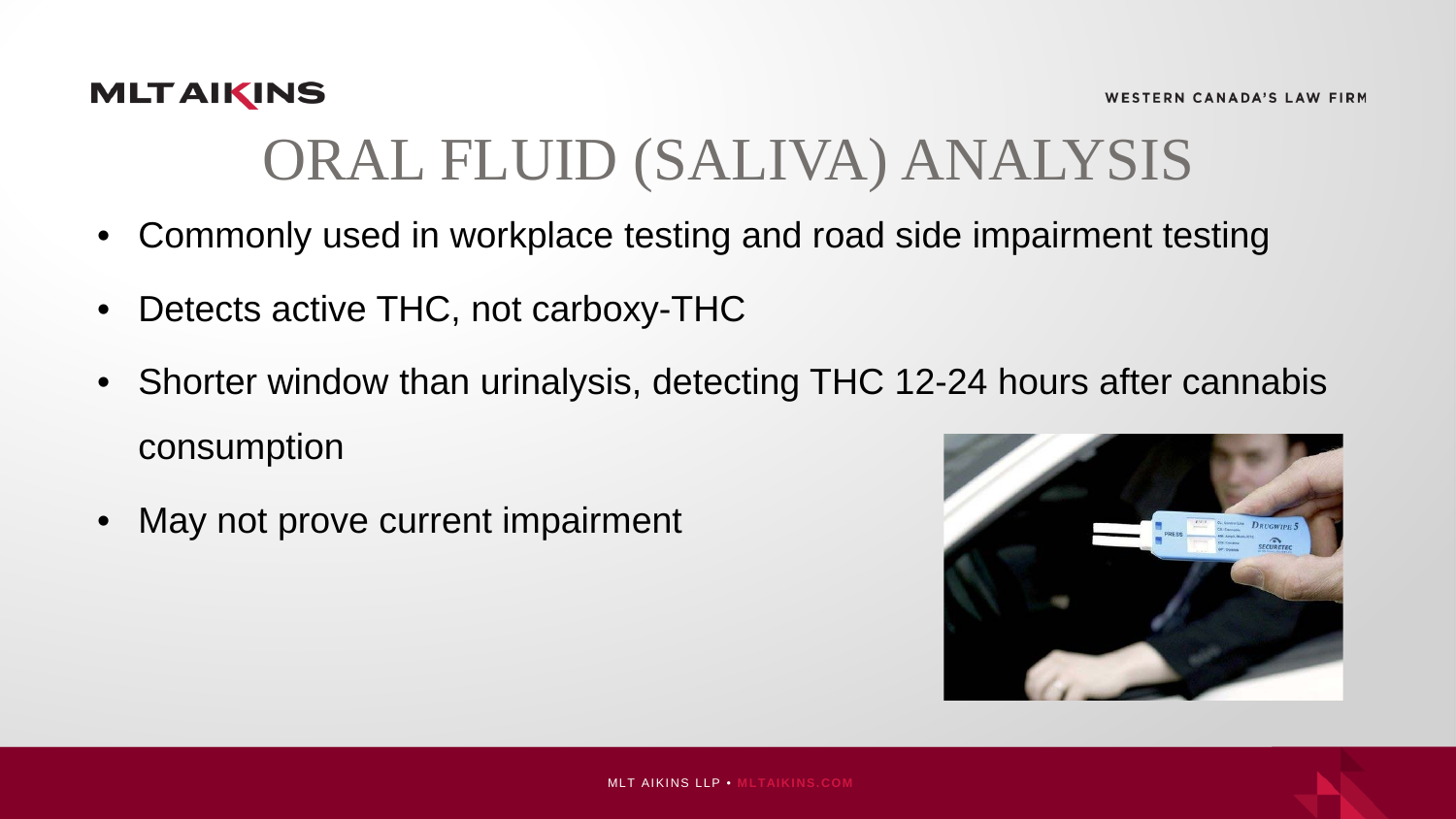# ORAL FLUID (SALIVA) ANALYSIS

- Commonly used in workplace testing and road side impairment testing
- Detects active THC, not carboxy-THC
- Shorter window than urinalysis, detecting THC 12-24 hours after cannabis consumption
- May not prove current impairment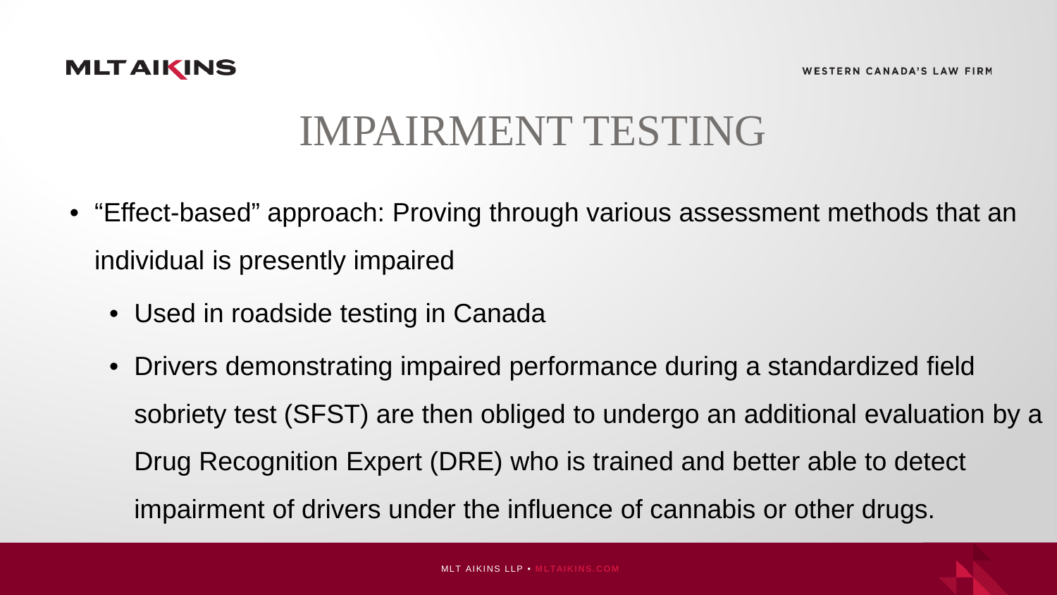# IMPAIRMENT TESTING

- "Effect-based" approach: Proving through various assessment methods that an individual is presently impaired
  - Used in roadside testing in Canada
  - Drivers demonstrating impaired performance during a standardized field sobriety test (SFST) are then obliged to undergo an additional evaluation by a Drug Recognition Expert (DRE) who is trained and better able to detect impairment of drivers under the influence of cannabis or other drugs.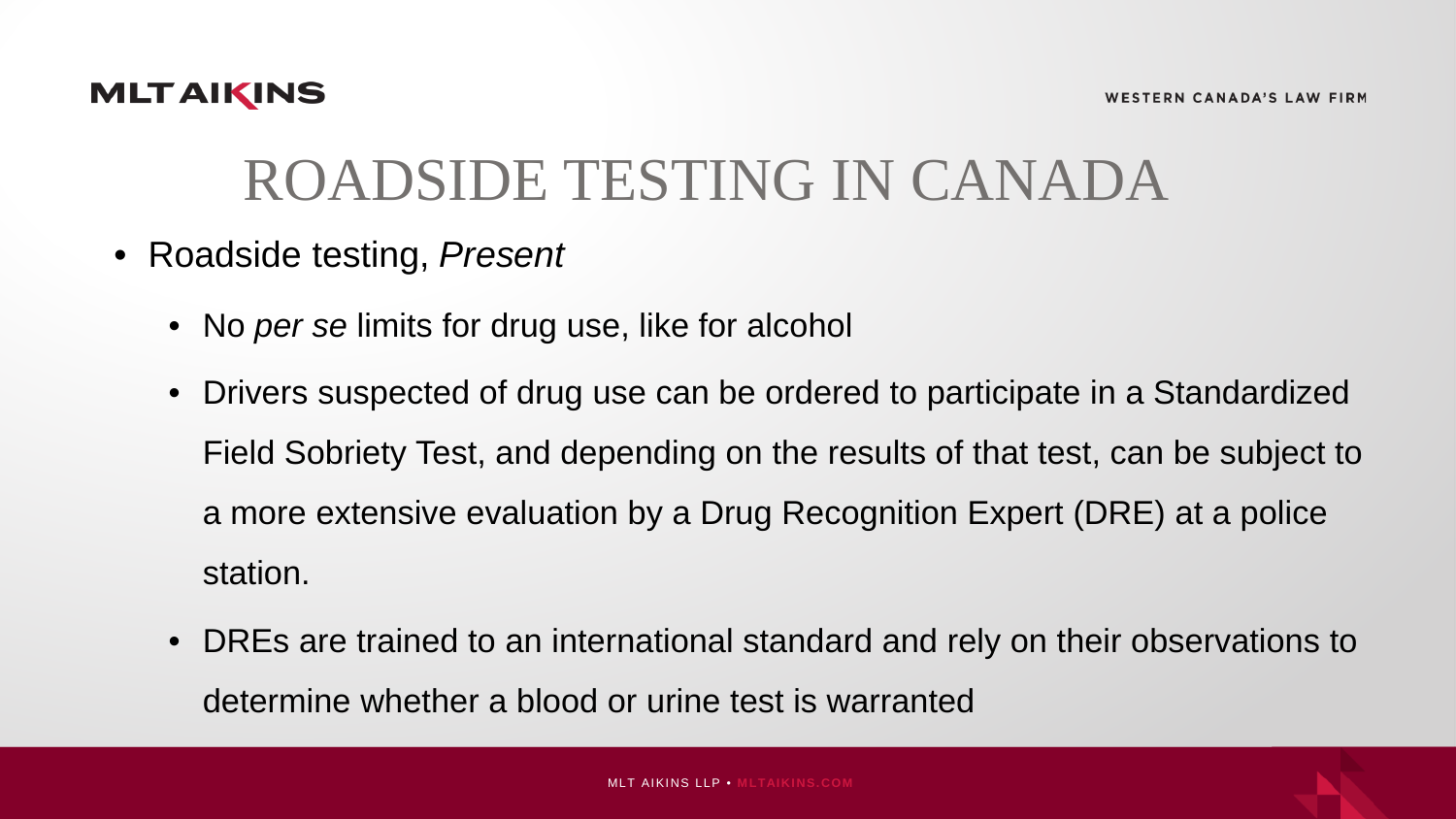# ROADSIDE TESTING IN CANADA

- Roadside testing, *Present*
  - No *per se* limits for drug use, like for alcohol
  - Drivers suspected of drug use can be ordered to participate in a Standardized Field Sobriety Test, and depending on the results of that test, can be subject to a more extensive evaluation by a Drug Recognition Expert (DRE) at a police station.
  - DREs are trained to an international standard and rely on their observations to determine whether a blood or urine test is warranted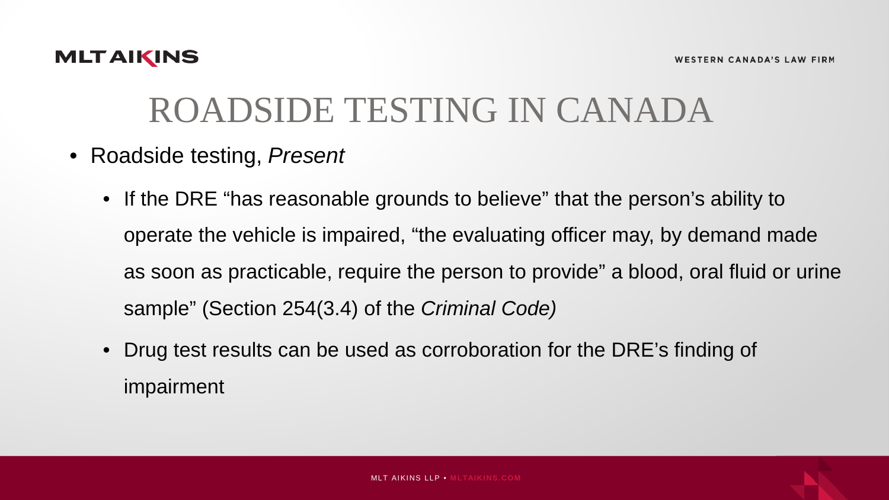# ROADSIDE TESTING IN CANADA

- Roadside testing, *Present*
  - If the DRE “has reasonable grounds to believe” that the person’s ability to operate the vehicle is impaired, “the evaluating officer may, by demand made as soon as practicable, require the person to provide” a blood, oral fluid or urine sample” (Section 254(3.4) of the *Criminal Code)*
  - Drug test results can be used as corroboration for the DRE’s finding of impairment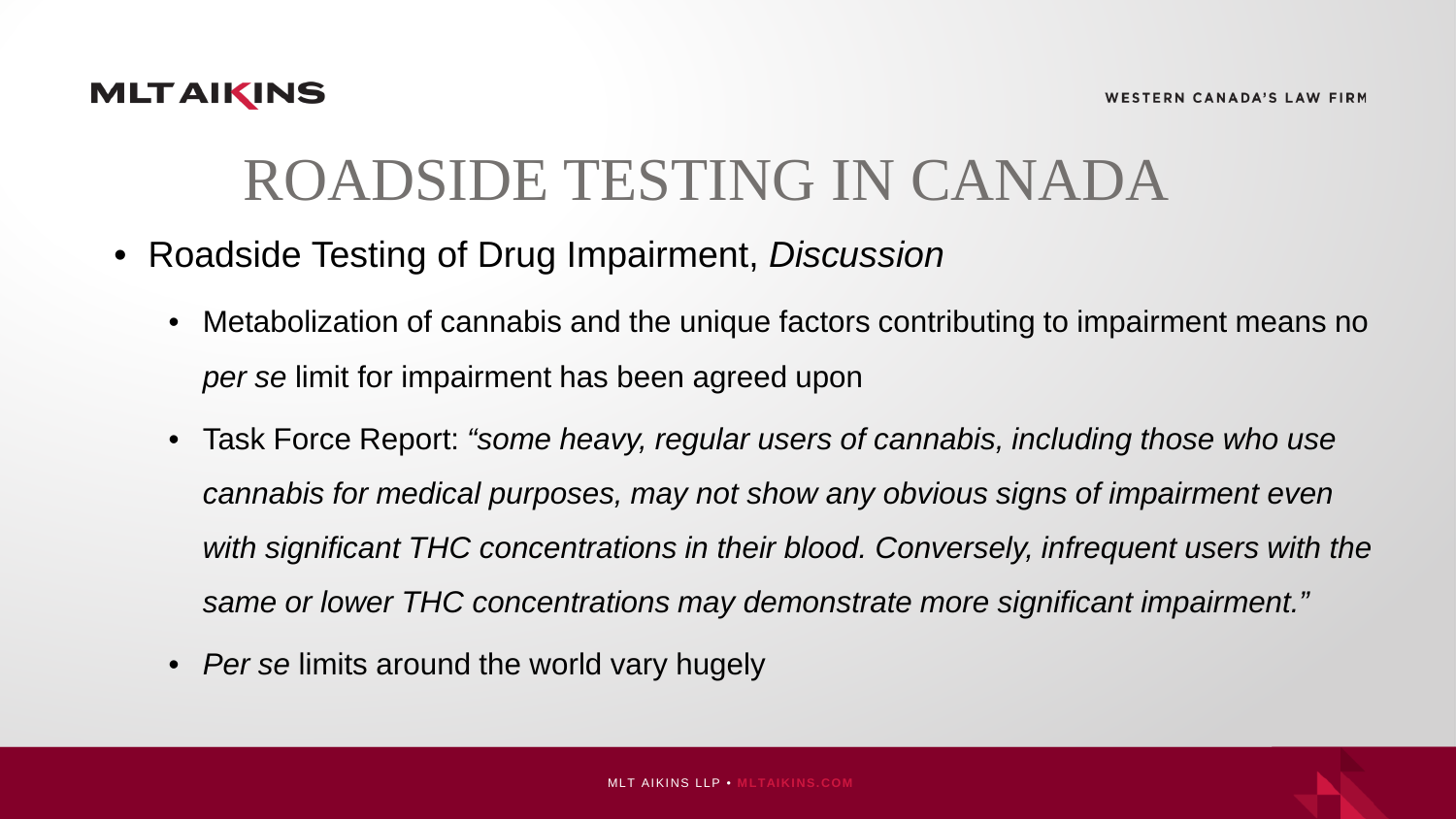# ROADSIDE TESTING IN CANADA

- Roadside Testing of Drug Impairment, *Discussion*
  - Metabolization of cannabis and the unique factors contributing to impairment means no *per se* limit for impairment has been agreed upon
  - Task Force Report: *"some heavy, regular users of cannabis, including those who use cannabis for medical purposes, may not show any obvious signs of impairment even with significant THC concentrations in their blood. Conversely, infrequent users with the same or lower THC concentrations may demonstrate more significant impairment."*
  - *Per se* limits around the world vary hugely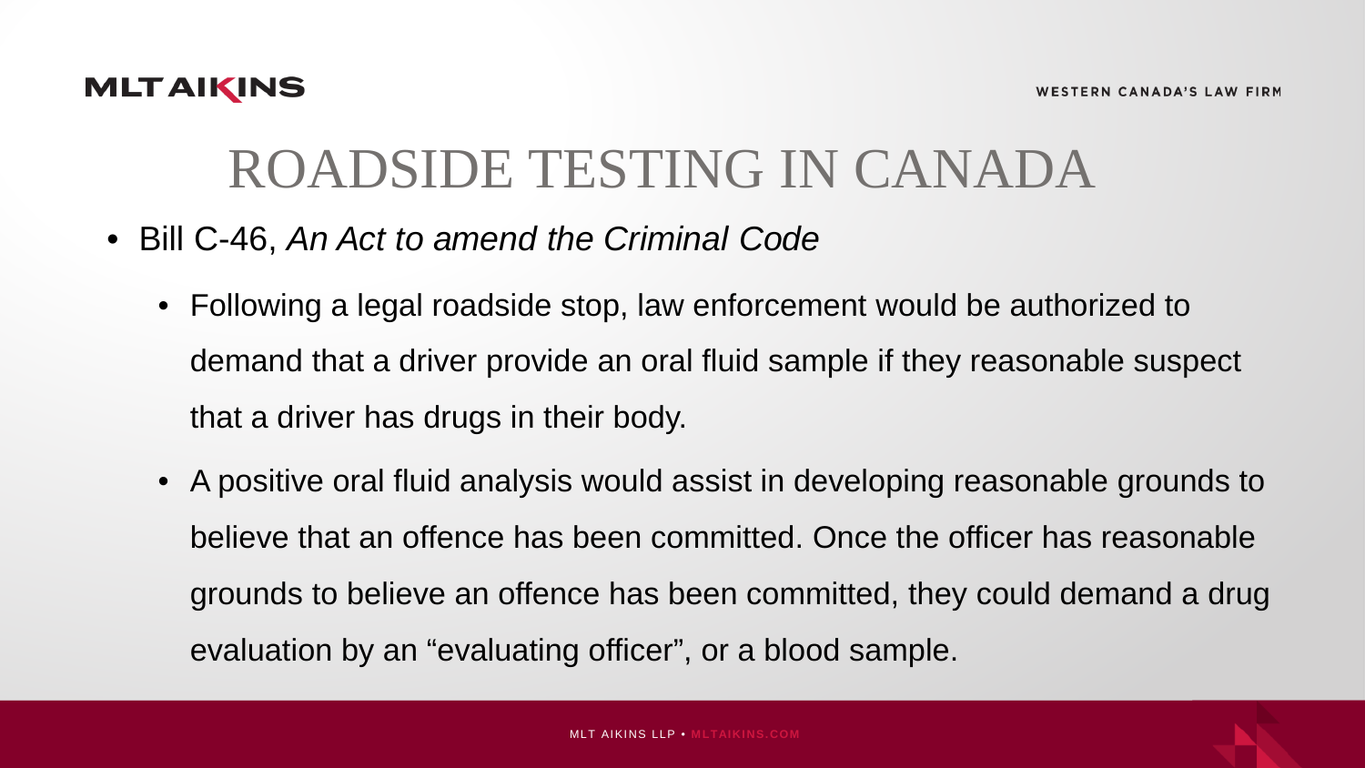# ROADSIDE TESTING IN CANADA

- Bill C-46, *An Act to amend the Criminal Code*
  - Following a legal roadside stop, law enforcement would be authorized to demand that a driver provide an oral fluid sample if they reasonable suspect that a driver has drugs in their body.
  - A positive oral fluid analysis would assist in developing reasonable grounds to believe that an offence has been committed. Once the officer has reasonable grounds to believe an offence has been committed, they could demand a drug evaluation by an "evaluating officer", or a blood sample.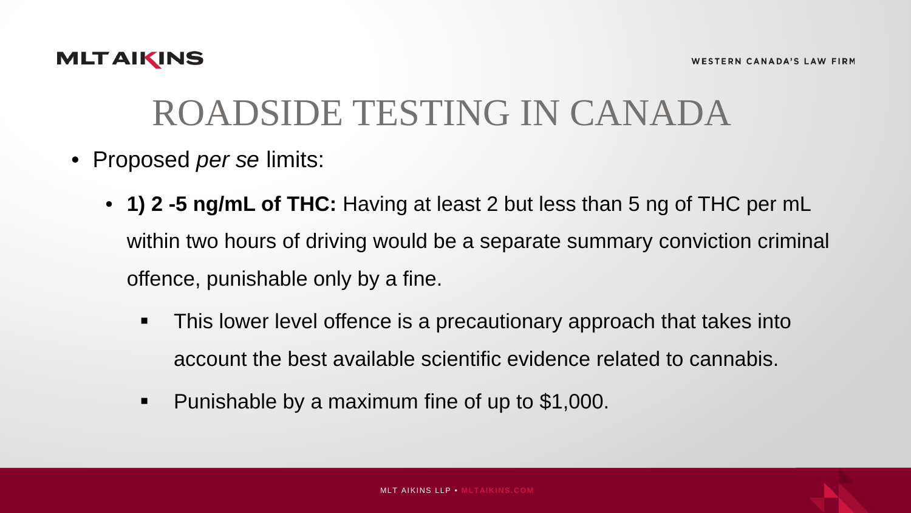# ROADSIDE TESTING IN CANADA

- Proposed *per se* limits:
  - **1) 2 -5 ng/mL of THC:** Having at least 2 but less than 5 ng of THC per mL within two hours of driving would be a separate summary conviction criminal offence, punishable only by a fine.
    - This lower level offence is a precautionary approach that takes into account the best available scientific evidence related to cannabis.
    - Punishable by a maximum fine of up to $1,000.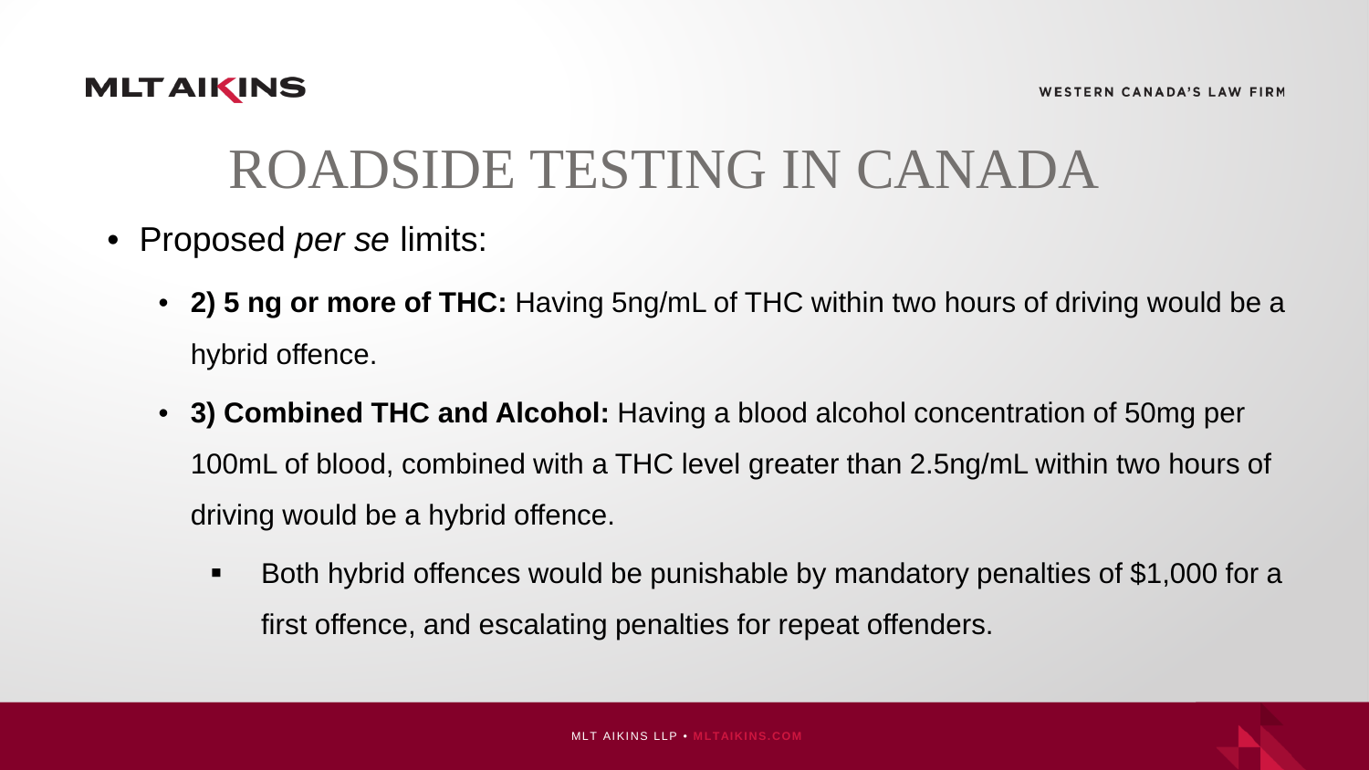# ROADSIDE TESTING IN CANADA

- Proposed *per se* limits:
  - **2) 5 ng or more of THC:** Having 5ng/mL of THC within two hours of driving would be a hybrid offence.
  - **3) Combined THC and Alcohol:** Having a blood alcohol concentration of 50mg per 100mL of blood, combined with a THC level greater than 2.5ng/mL within two hours of driving would be a hybrid offence.
    - Both hybrid offences would be punishable by mandatory penalties of $1,000 for a first offence, and escalating penalties for repeat offenders.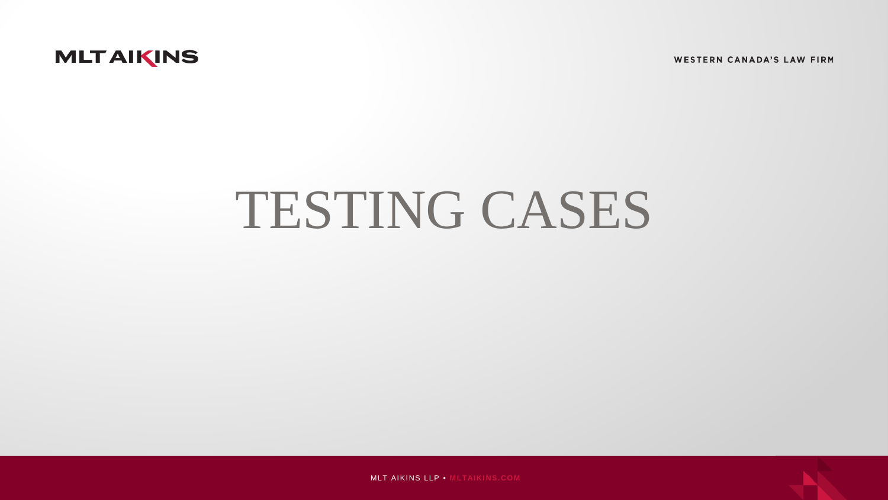# TESTING CASES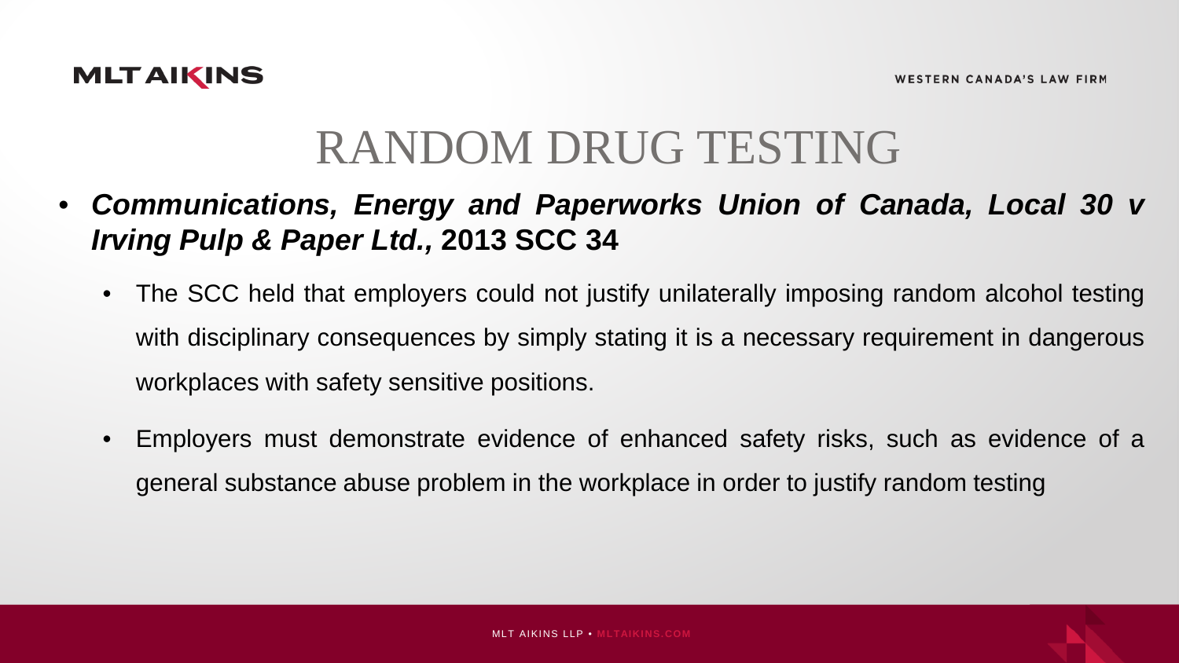# RANDOM DRUG TESTING

- ***Communications, Energy and Paperworks Union of Canada, Local 30 v Irving Pulp & Paper Ltd.,*** **2013 SCC 34**
  - The SCC held that employers could not justify unilaterally imposing random alcohol testing with disciplinary consequences by simply stating it is a necessary requirement in dangerous workplaces with safety sensitive positions.
  - Employers must demonstrate evidence of enhanced safety risks, such as evidence of a general substance abuse problem in the workplace in order to justify random testing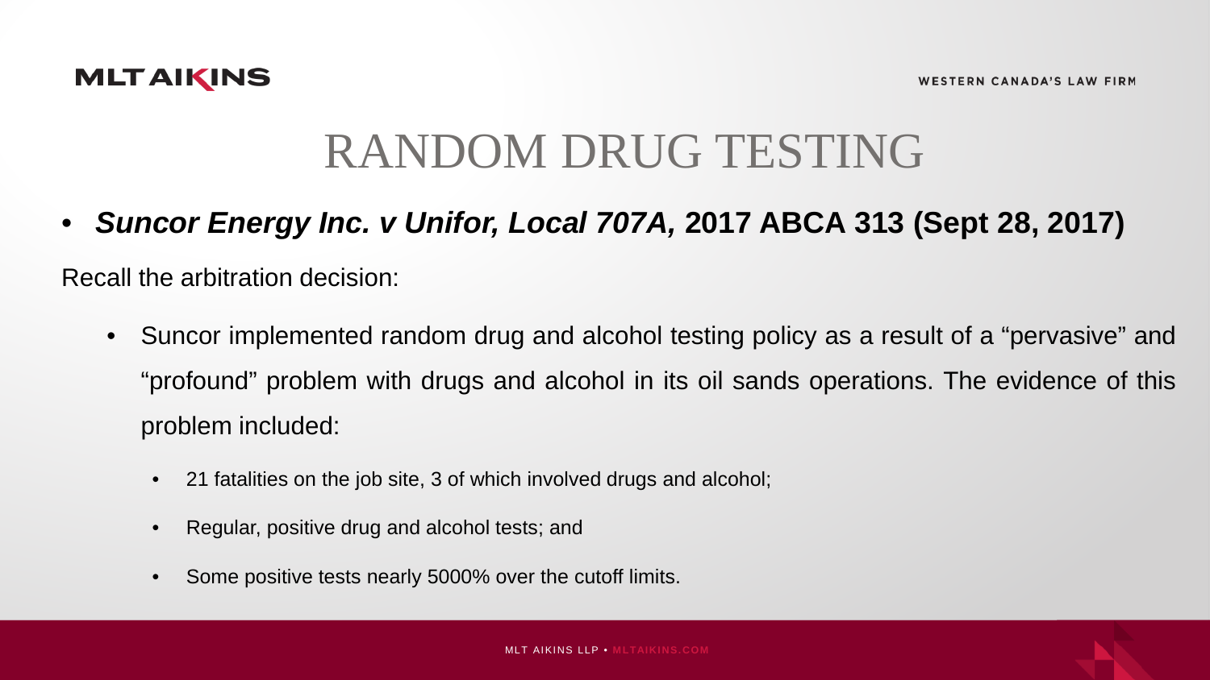# RANDOM DRUG TESTING

- ***Suncor Energy Inc. v Unifor, Local 707A,* 2017 ABCA 313 (Sept 28, 2017)**

Recall the arbitration decision:

- Suncor implemented random drug and alcohol testing policy as a result of a "pervasive" and "profound" problem with drugs and alcohol in its oil sands operations. The evidence of this problem included:
  - 21 fatalities on the job site, 3 of which involved drugs and alcohol;
  - Regular, positive drug and alcohol tests; and
  - Some positive tests nearly 5000% over the cutoff limits.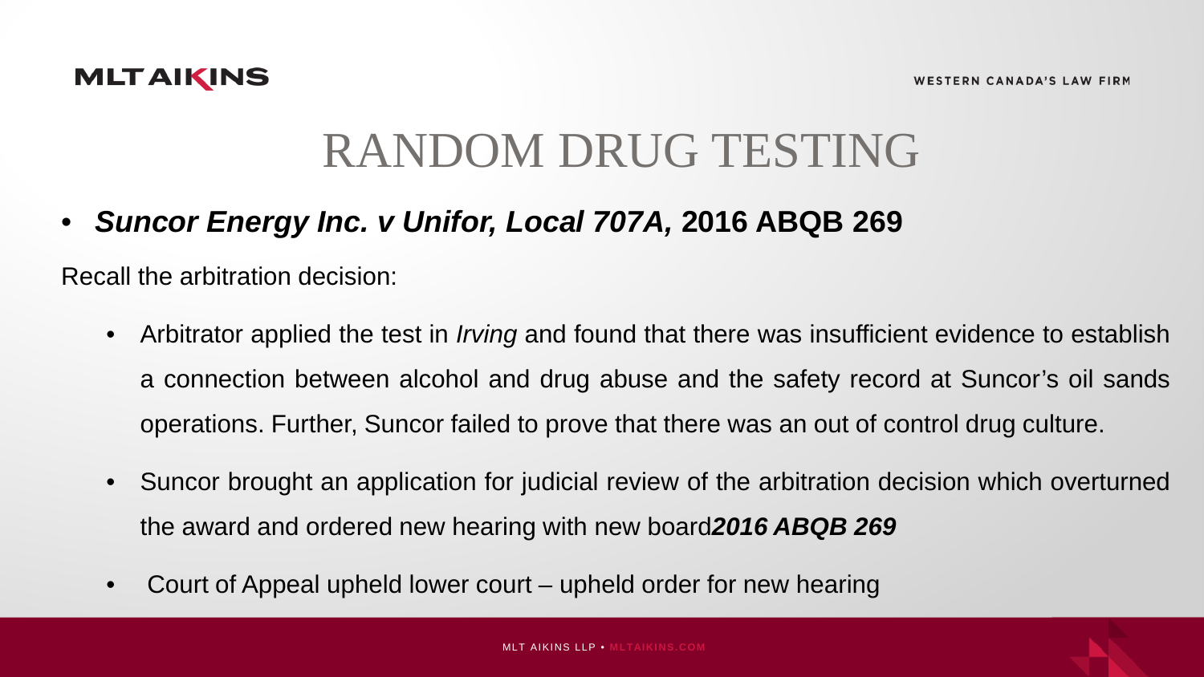# RANDOM DRUG TESTING

- ***Suncor Energy Inc. v Unifor, Local 707A,*** **2016 ABQB 269**

Recall the arbitration decision:

- Arbitrator applied the test in *Irving* and found that there was insufficient evidence to establish a connection between alcohol and drug abuse and the safety record at Suncor's oil sands operations. Further, Suncor failed to prove that there was an out of control drug culture.
- Suncor brought an application for judicial review of the arbitration decision which overturned the award and ordered new hearing with new board***2016 ABQB 269***
- Court of Appeal upheld lower court – upheld order for new hearing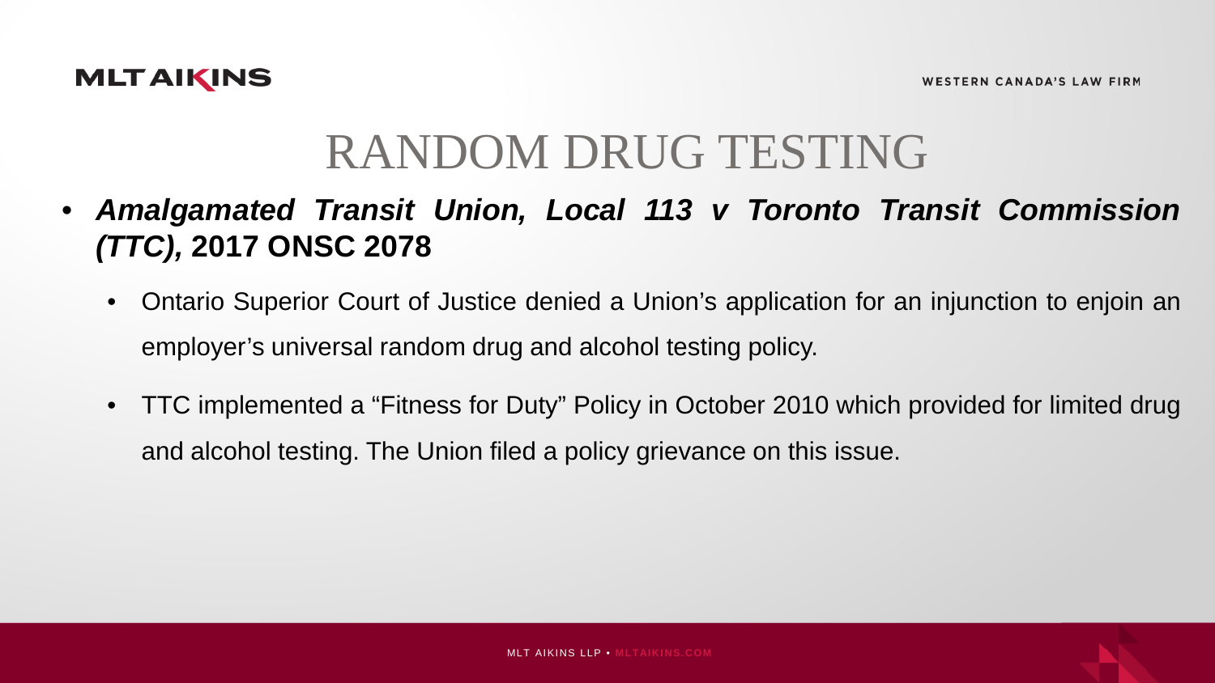# RANDOM DRUG TESTING

- ***Amalgamated Transit Union, Local 113 v Toronto Transit Commission (TTC),* 2017 ONSC 2078**
  - Ontario Superior Court of Justice denied a Union's application for an injunction to enjoin an employer's universal random drug and alcohol testing policy.
  - TTC implemented a "Fitness for Duty" Policy in October 2010 which provided for limited drug and alcohol testing. The Union filed a policy grievance on this issue.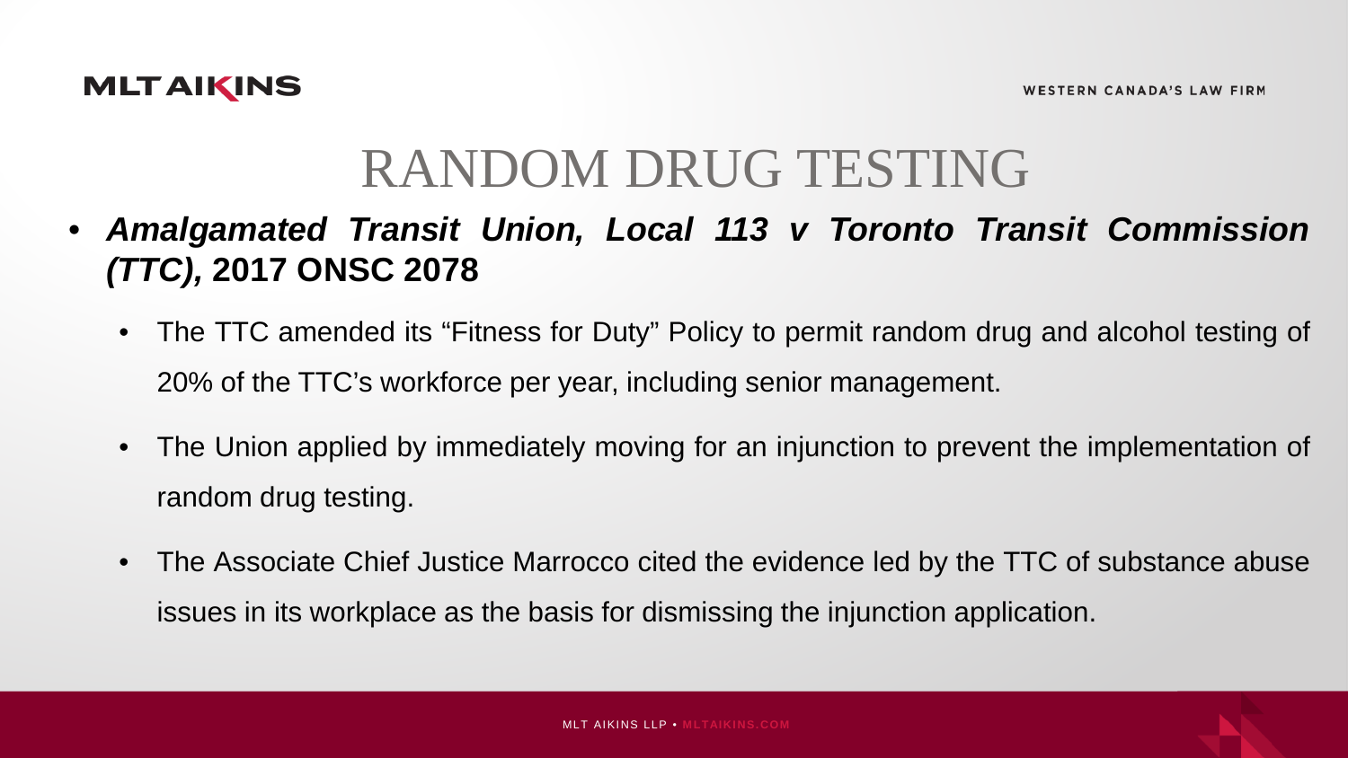# RANDOM DRUG TESTING

- ***Amalgamated Transit Union, Local 113 v Toronto Transit Commission (TTC),* 2017 ONSC 2078**
  - The TTC amended its "Fitness for Duty" Policy to permit random drug and alcohol testing of 20% of the TTC's workforce per year, including senior management.
  - The Union applied by immediately moving for an injunction to prevent the implementation of random drug testing.
  - The Associate Chief Justice Marrocco cited the evidence led by the TTC of substance abuse issues in its workplace as the basis for dismissing the injunction application.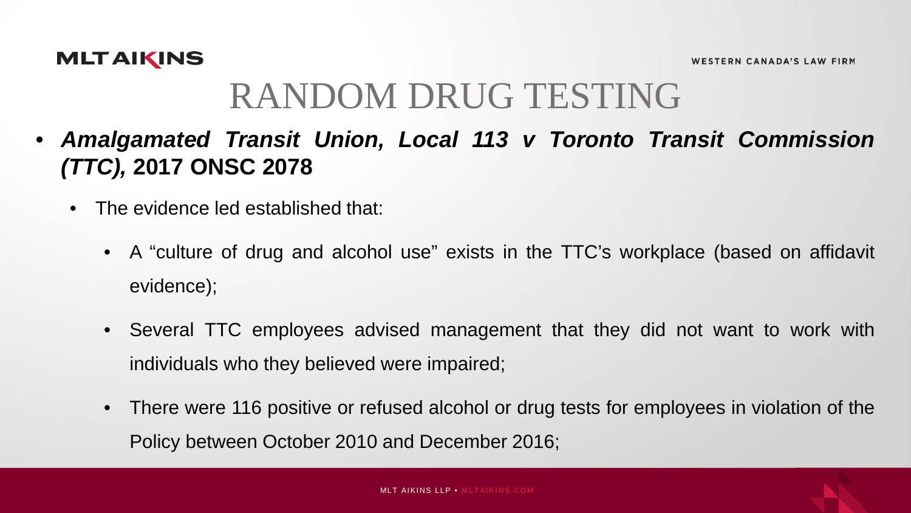# RANDOM DRUG TESTING

- ***Amalgamated Transit Union, Local 113 v Toronto Transit Commission (TTC),* 2017 ONSC 2078**
  - The evidence led established that:
    - A "culture of drug and alcohol use" exists in the TTC's workplace (based on affidavit evidence);
    - Several TTC employees advised management that they did not want to work with individuals who they believed were impaired;
    - There were 116 positive or refused alcohol or drug tests for employees in violation of the Policy between October 2010 and December 2016;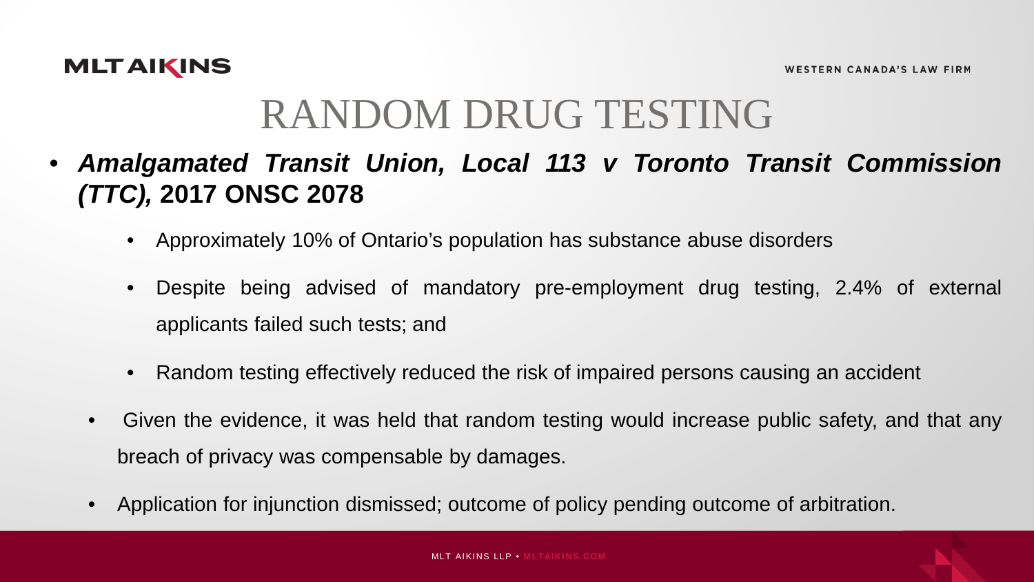# RANDOM DRUG TESTING

- ***Amalgamated Transit Union, Local 113 v Toronto Transit Commission (TTC),* 2017 ONSC 2078**
  - Approximately 10% of Ontario's population has substance abuse disorders
  - Despite being advised of mandatory pre-employment drug testing, 2.4% of external applicants failed such tests; and
  - Random testing effectively reduced the risk of impaired persons causing an accident
- Given the evidence, it was held that random testing would increase public safety, and that any breach of privacy was compensable by damages.
- Application for injunction dismissed; outcome of policy pending outcome of arbitration.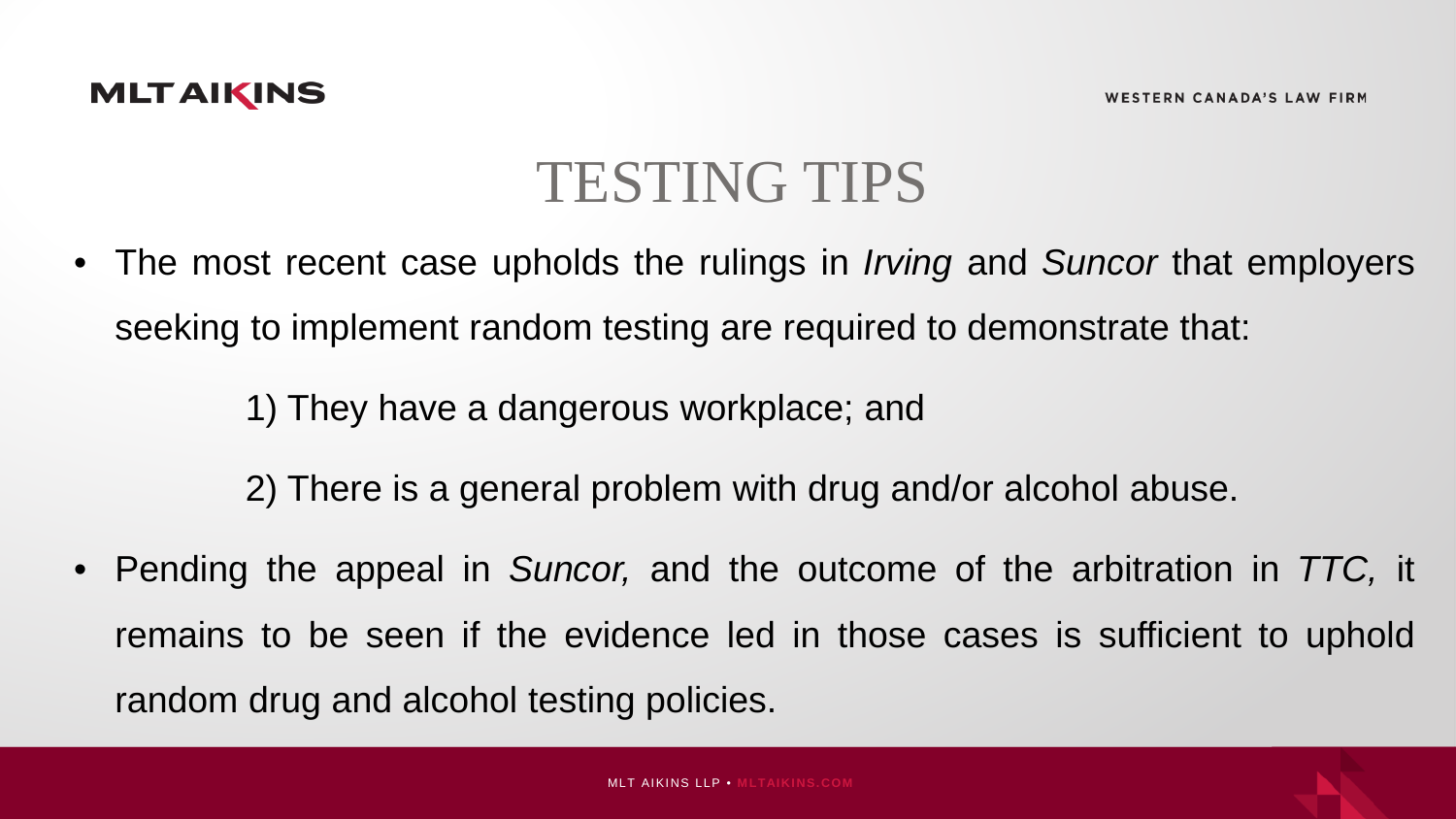# TESTING TIPS

- The most recent case upholds the rulings in *Irving* and *Suncor* that employers seeking to implement random testing are required to demonstrate that:

  1) They have a dangerous workplace; and

  2) There is a general problem with drug and/or alcohol abuse.

- Pending the appeal in *Suncor,* and the outcome of the arbitration in *TTC,* it remains to be seen if the evidence led in those cases is sufficient to uphold random drug and alcohol testing policies.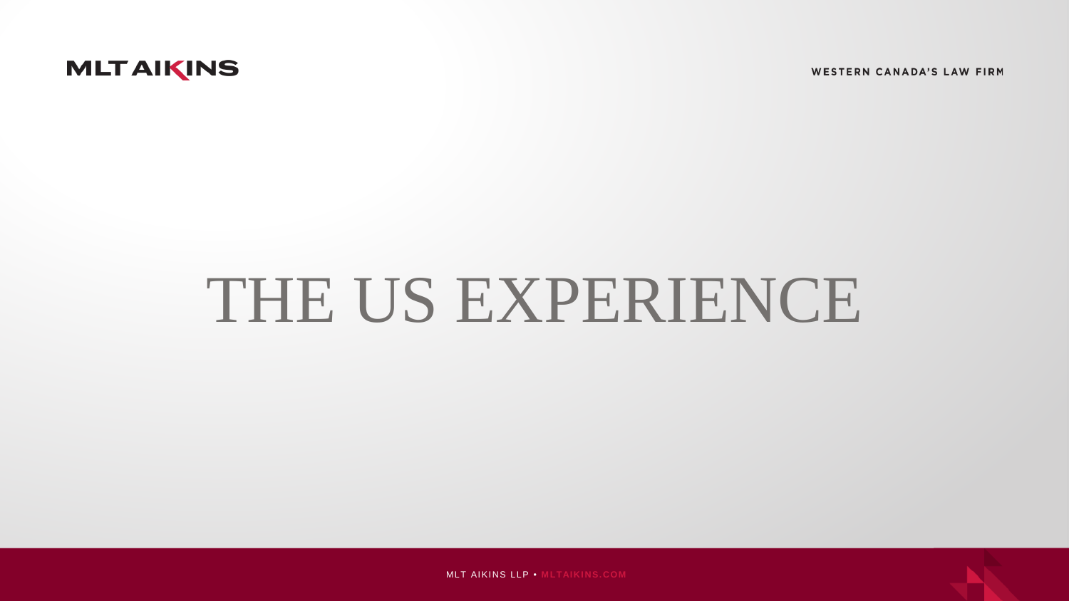# THE US EXPERIENCE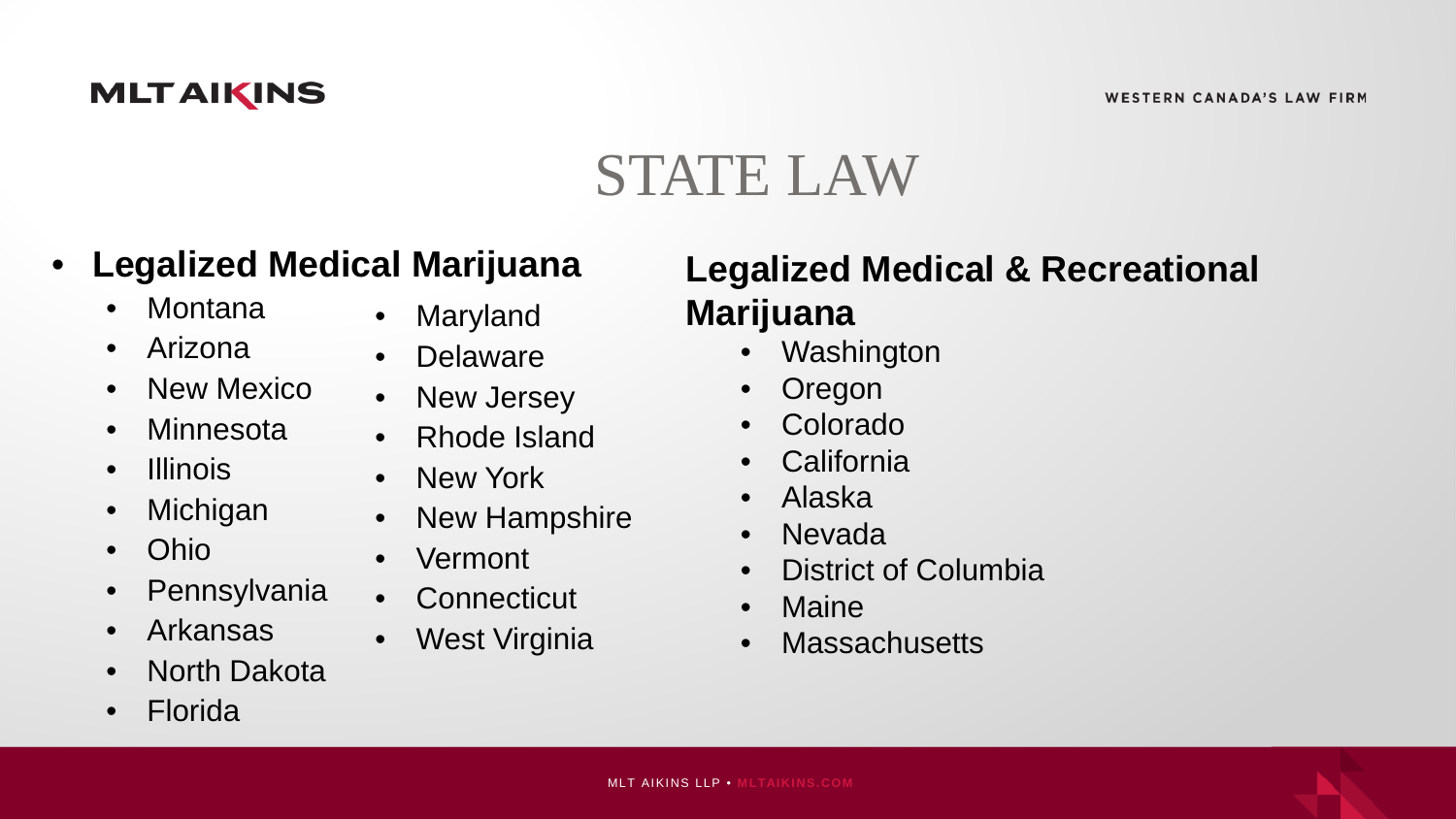# STATE LAW

- **Legalized Medical Marijuana**
  - Montana
  - Arizona
  - New Mexico
  - Minnesota
  - Illinois
  - Michigan
  - Ohio
  - Pennsylvania
  - Arkansas
  - North Dakota
  - Florida
  - Maryland
  - Delaware
  - New Jersey
  - Rhode Island
  - New York
  - New Hampshire
  - Vermont
  - Connecticut
  - West Virginia

**Legalized Medical & Recreational Marijuana**

- Washington
- Oregon
- Colorado
- California
- Alaska
- Nevada
- District of Columbia
- Maine
- Massachusetts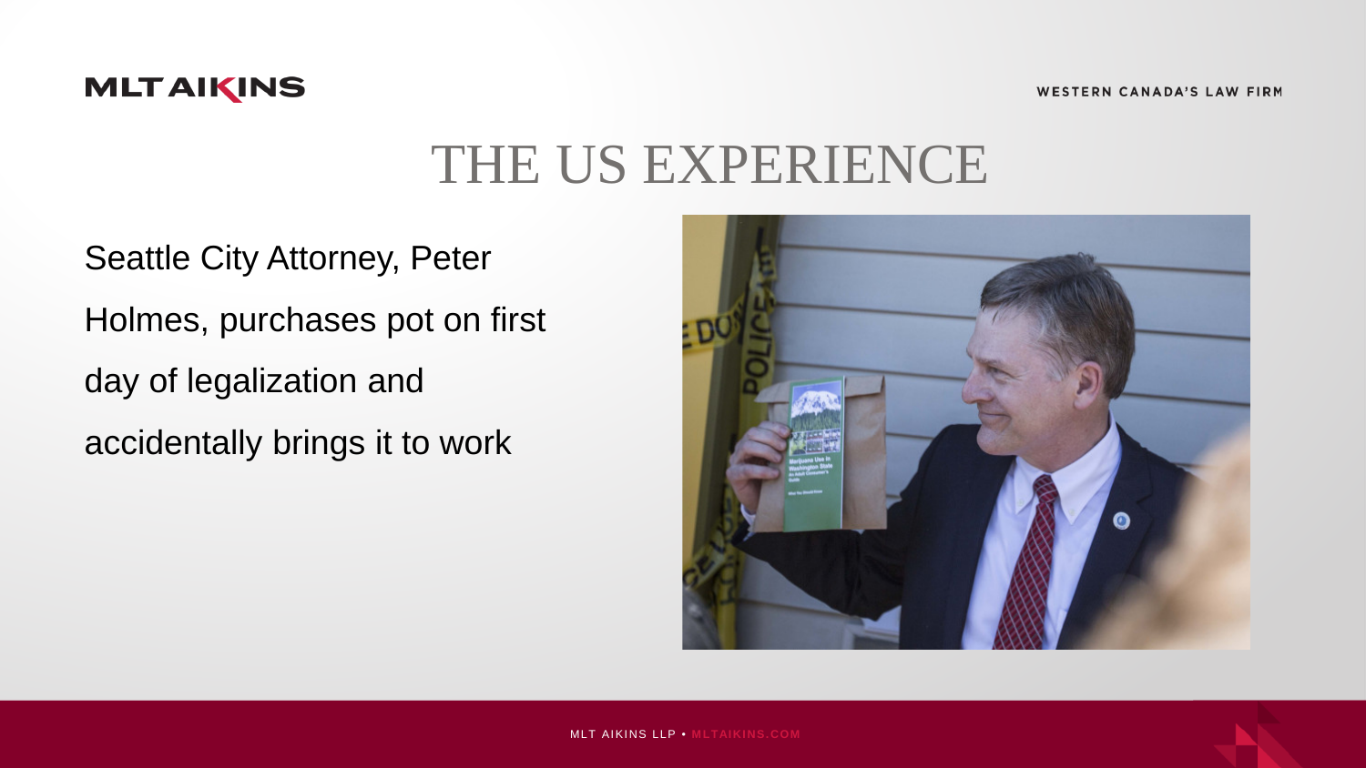# THE US EXPERIENCE

Seattle City Attorney, Peter Holmes, purchases pot on first day of legalization and accidentally brings it to work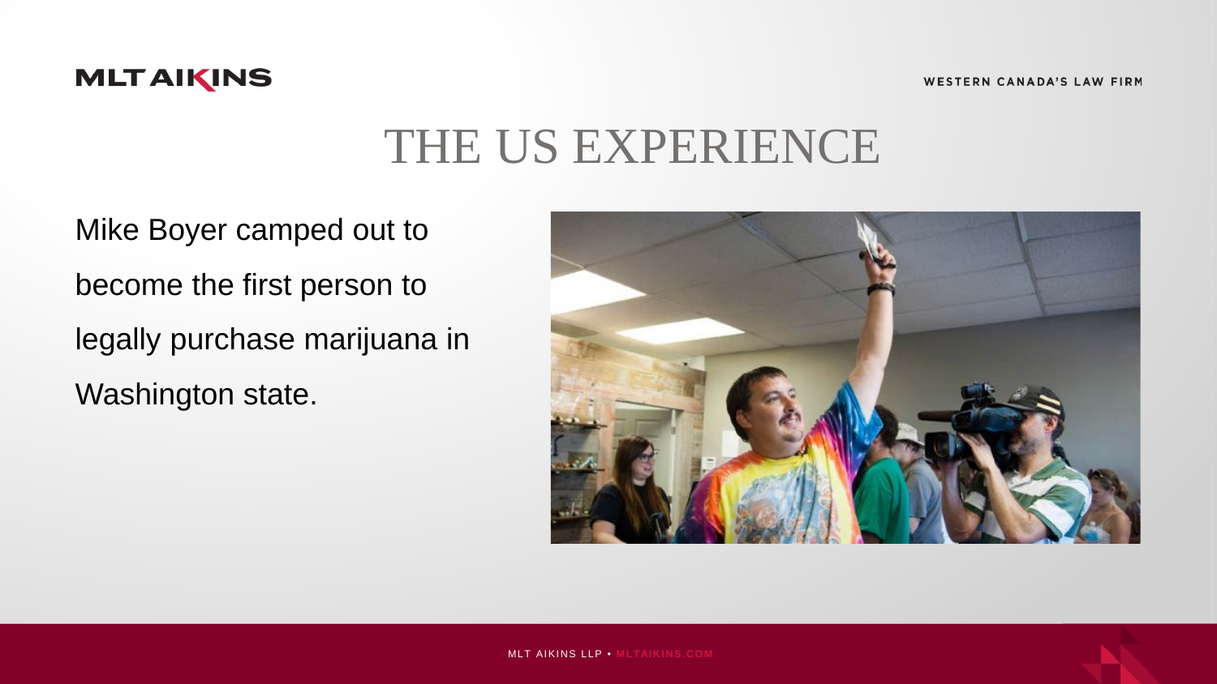# THE US EXPERIENCE

Mike Boyer camped out to become the first person to legally purchase marijuana in Washington state.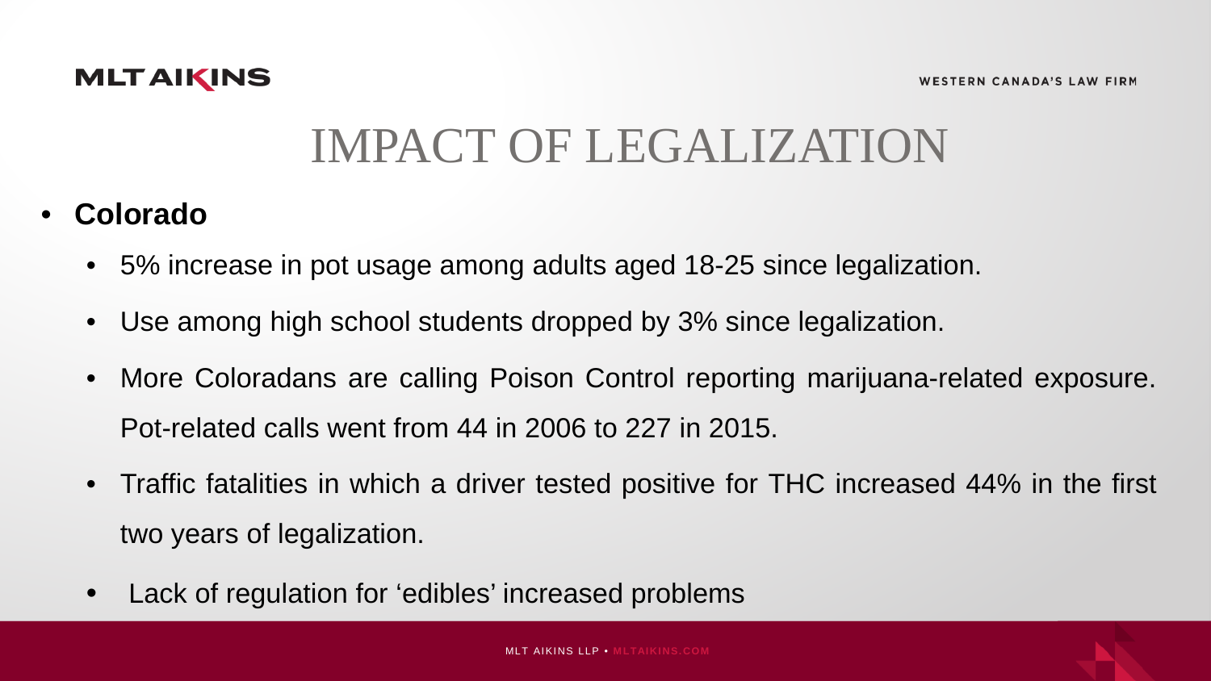# IMPACT OF LEGALIZATION

- **Colorado**
  - 5% increase in pot usage among adults aged 18-25 since legalization.
  - Use among high school students dropped by 3% since legalization.
  - More Coloradans are calling Poison Control reporting marijuana-related exposure. Pot-related calls went from 44 in 2006 to 227 in 2015.
  - Traffic fatalities in which a driver tested positive for THC increased 44% in the first two years of legalization.
  - Lack of regulation for 'edibles' increased problems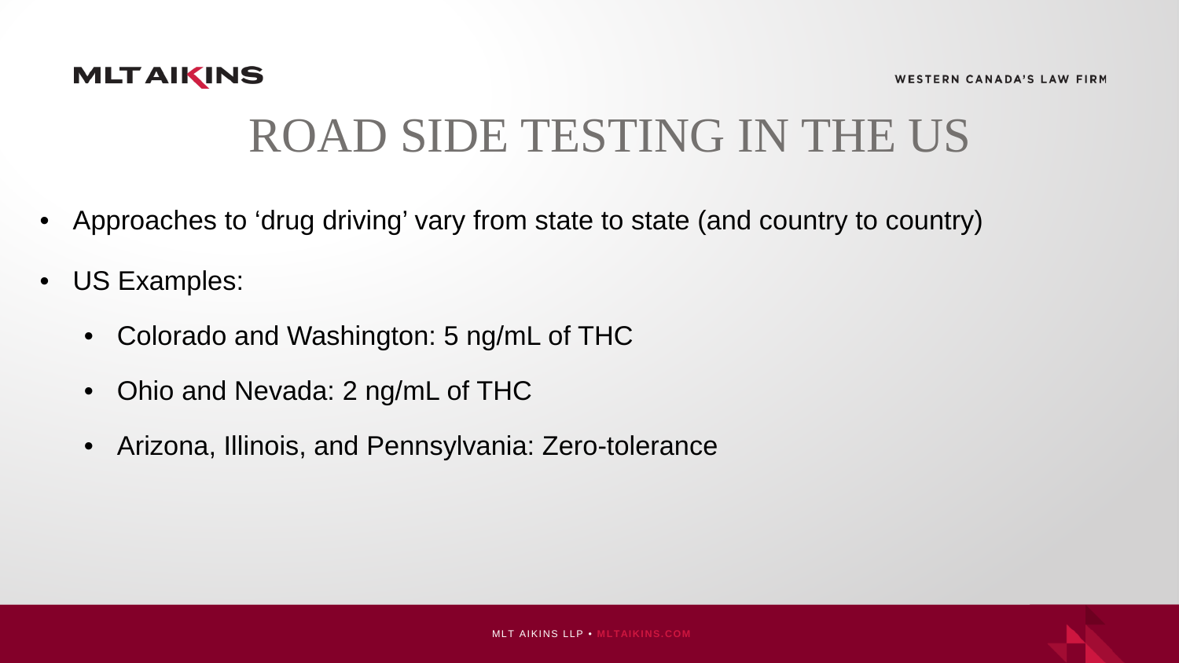# ROAD SIDE TESTING IN THE US

- Approaches to 'drug driving' vary from state to state (and country to country)
- US Examples:
  - Colorado and Washington: 5 ng/mL of THC
  - Ohio and Nevada: 2 ng/mL of THC
  - Arizona, Illinois, and Pennsylvania: Zero-tolerance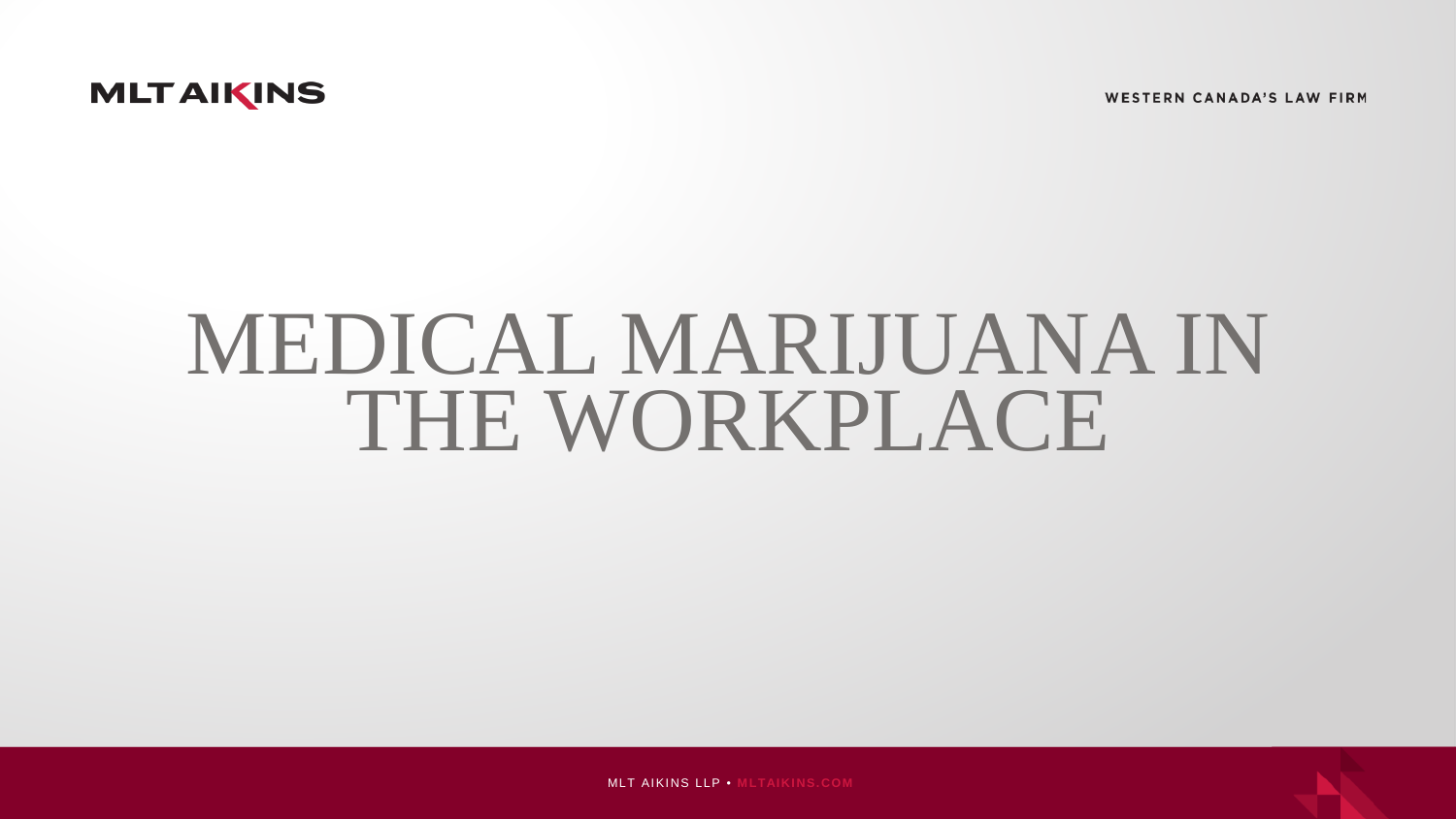# MEDICAL MARIJUANA IN THE WORKPLACE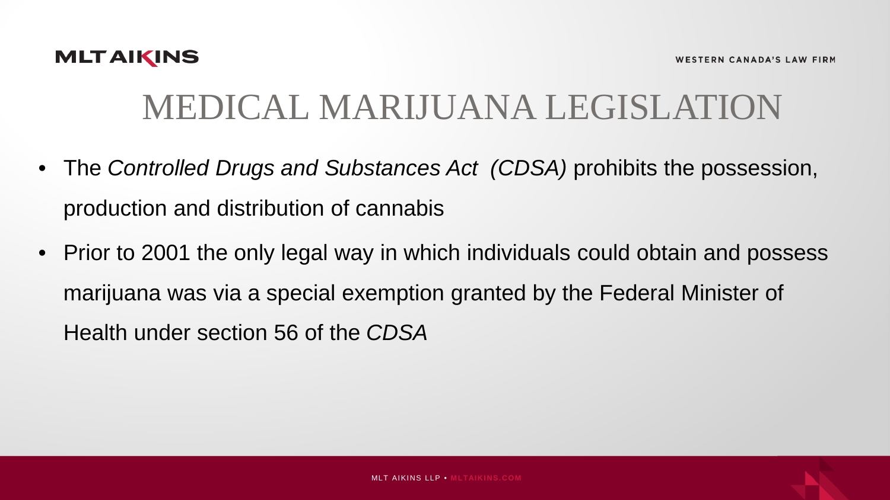# MEDICAL MARIJUANA LEGISLATION

- The *Controlled Drugs and Substances Act (CDSA)* prohibits the possession, production and distribution of cannabis
- Prior to 2001 the only legal way in which individuals could obtain and possess marijuana was via a special exemption granted by the Federal Minister of Health under section 56 of the *CDSA*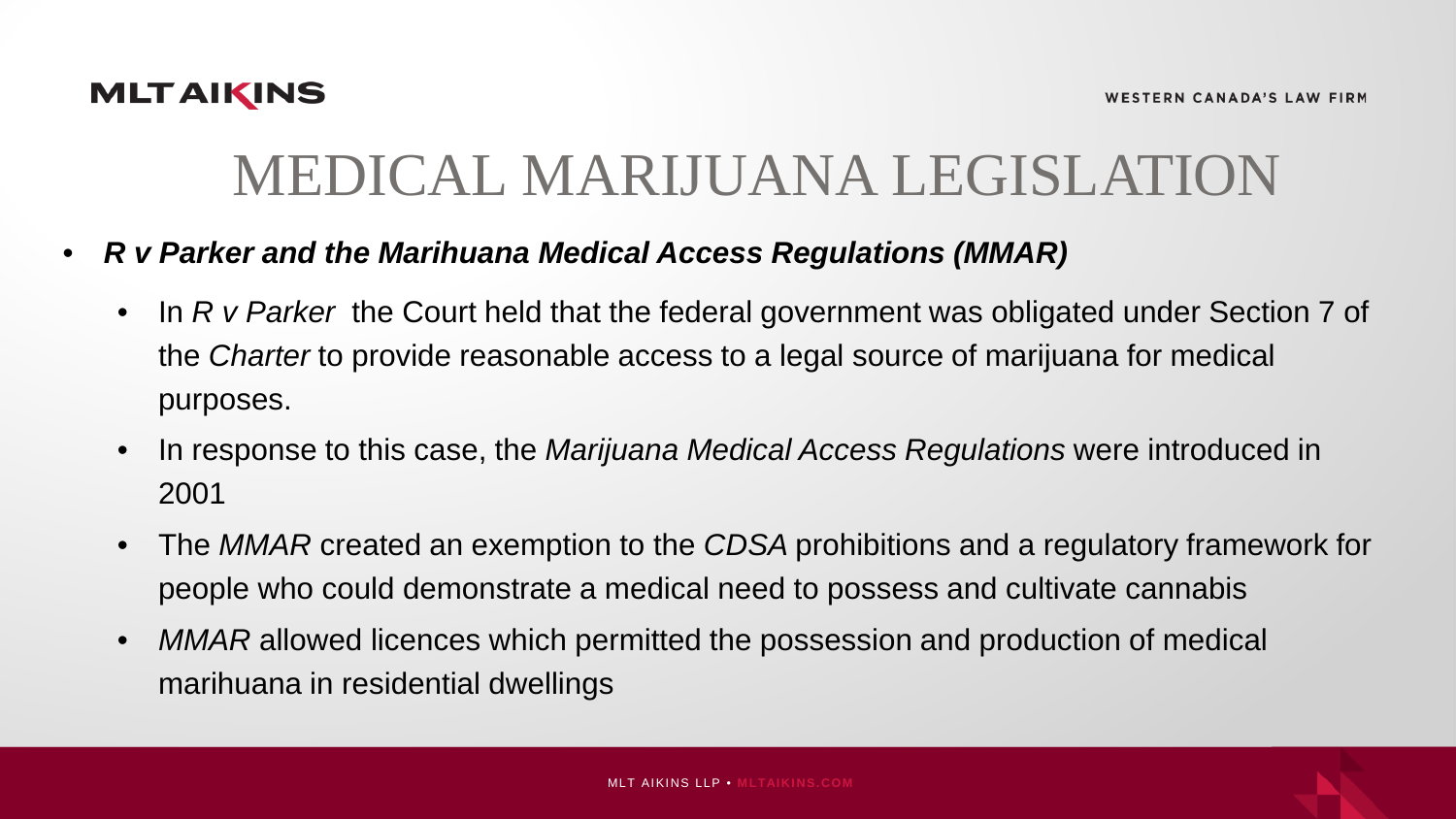# MEDICAL MARIJUANA LEGISLATION

- ***R v Parker and the Marihuana Medical Access Regulations (MMAR)***
  - In *R v Parker* the Court held that the federal government was obligated under Section 7 of the *Charter* to provide reasonable access to a legal source of marijuana for medical purposes.
  - In response to this case, the *Marijuana Medical Access Regulations* were introduced in 2001
  - The *MMAR* created an exemption to the *CDSA* prohibitions and a regulatory framework for people who could demonstrate a medical need to possess and cultivate cannabis
  - *MMAR* allowed licences which permitted the possession and production of medical marihuana in residential dwellings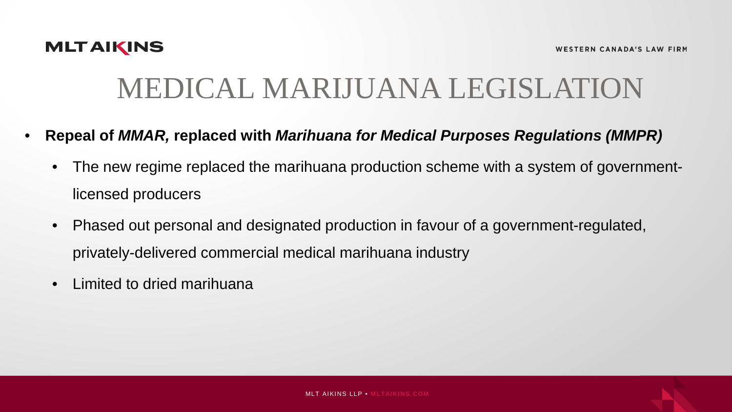# MEDICAL MARIJUANA LEGISLATION

- **Repeal of *MMAR,* replaced with *Marihuana for Medical Purposes Regulations (MMPR)***
  - The new regime replaced the marihuana production scheme with a system of government-licensed producers
  - Phased out personal and designated production in favour of a government-regulated, privately-delivered commercial medical marihuana industry
  - Limited to dried marihuana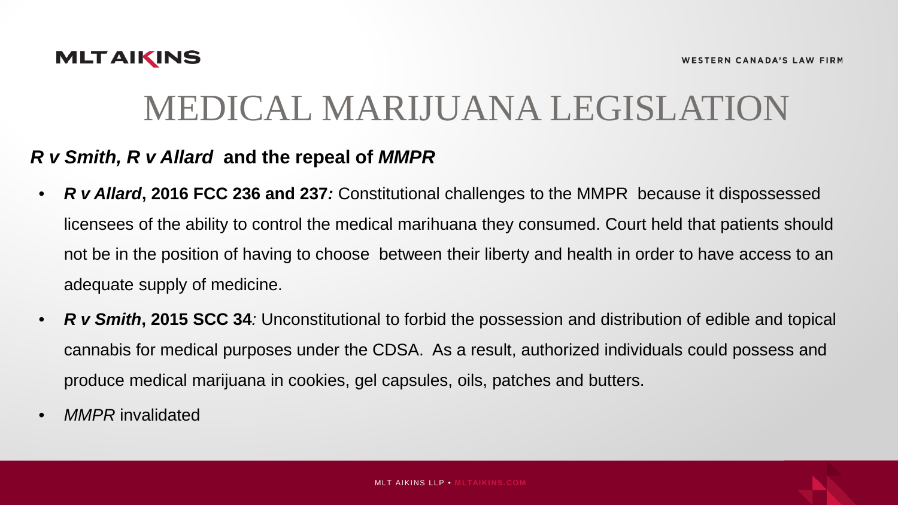# MEDICAL MARIJUANA LEGISLATION

## *R v Smith, R v Allard* and the repeal of *MMPR*

- ***R v Allard*, 2016 FCC 236 and 237*:*** Constitutional challenges to the MMPR because it dispossessed licensees of the ability to control the medical marihuana they consumed. Court held that patients should not be in the position of having to choose between their liberty and health in order to have access to an adequate supply of medicine.
- ***R v Smith*, 2015 SCC 34***:* Unconstitutional to forbid the possession and distribution of edible and topical cannabis for medical purposes under the CDSA. As a result, authorized individuals could possess and produce medical marijuana in cookies, gel capsules, oils, patches and butters.
- *MMPR* invalidated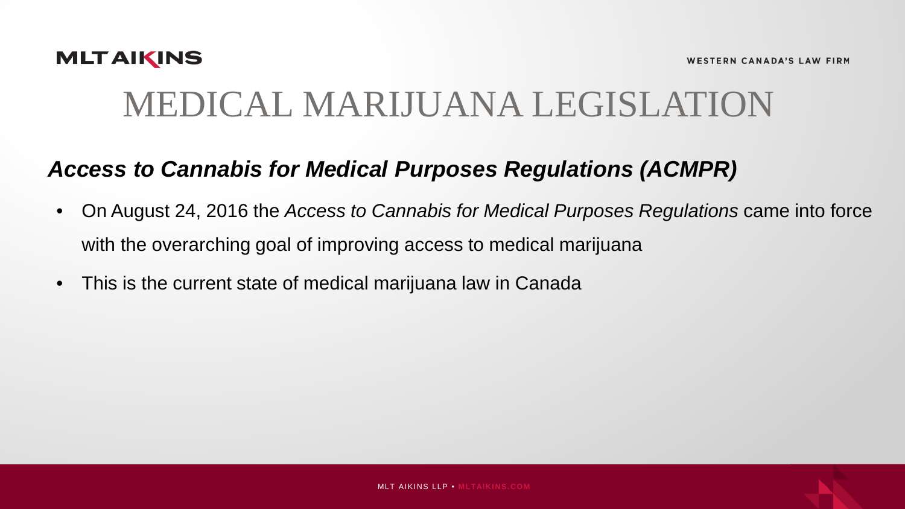# MEDICAL MARIJUANA LEGISLATION

## *Access to Cannabis for Medical Purposes Regulations (ACMPR)*

- On August 24, 2016 the *Access to Cannabis for Medical Purposes Regulations* came into force with the overarching goal of improving access to medical marijuana
- This is the current state of medical marijuana law in Canada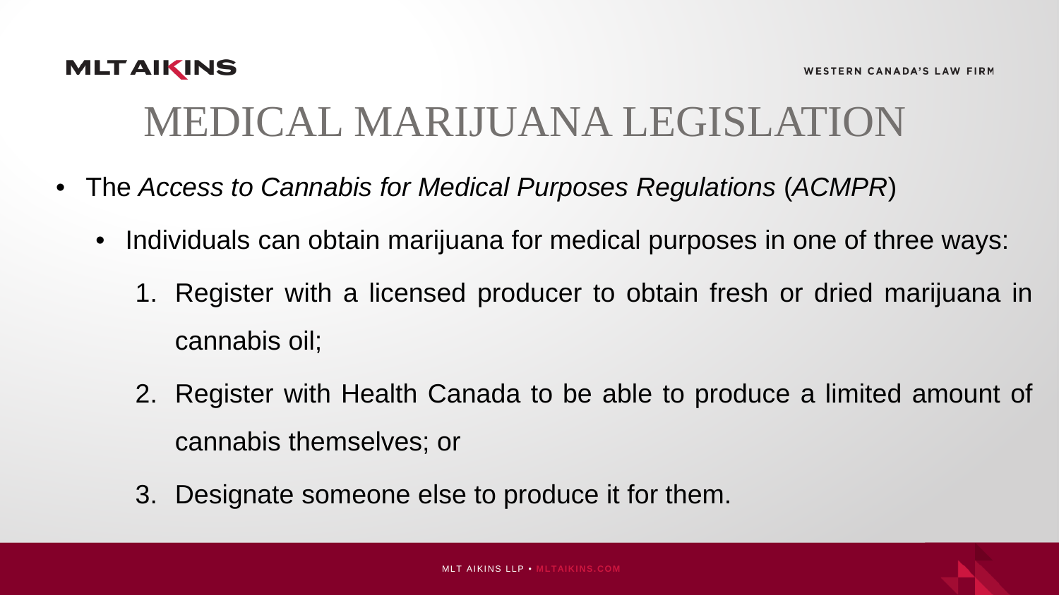# MEDICAL MARIJUANA LEGISLATION

- The *Access to Cannabis for Medical Purposes Regulations* (*ACMPR*)
  - Individuals can obtain marijuana for medical purposes in one of three ways:
    1. Register with a licensed producer to obtain fresh or dried marijuana in cannabis oil;
    2. Register with Health Canada to be able to produce a limited amount of cannabis themselves; or
    3. Designate someone else to produce it for them.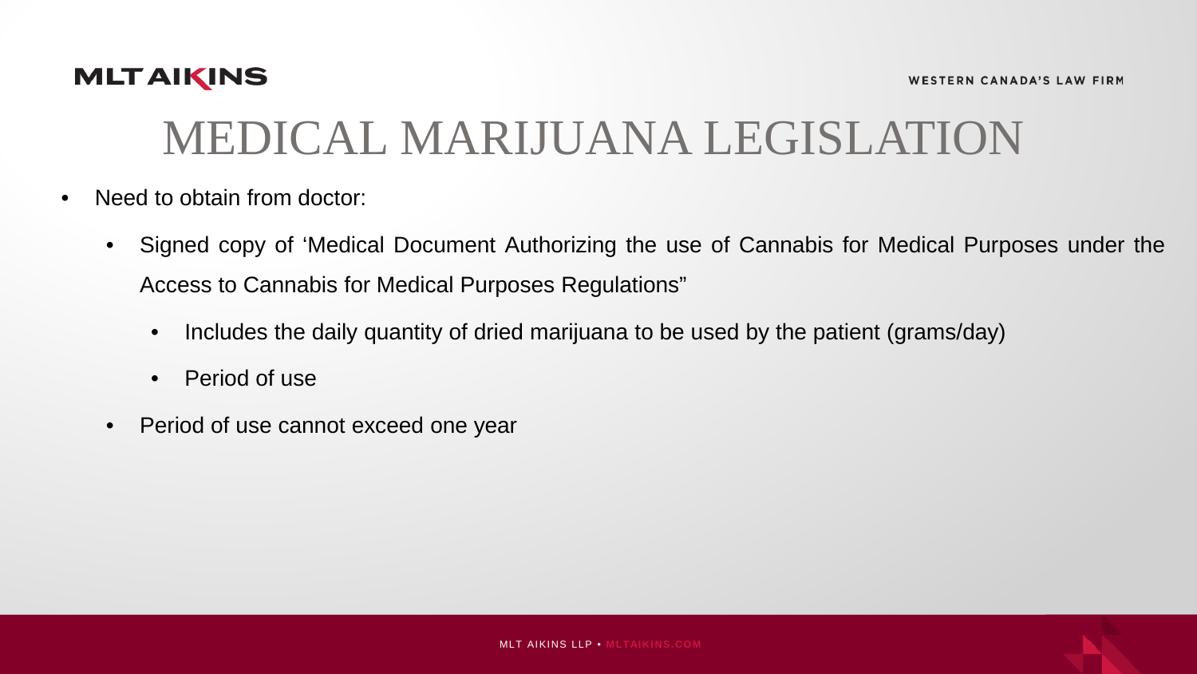# MEDICAL MARIJUANA LEGISLATION

- Need to obtain from doctor:
  - Signed copy of 'Medical Document Authorizing the use of Cannabis for Medical Purposes under the Access to Cannabis for Medical Purposes Regulations"
    - Includes the daily quantity of dried marijuana to be used by the patient (grams/day)
    - Period of use
  - Period of use cannot exceed one year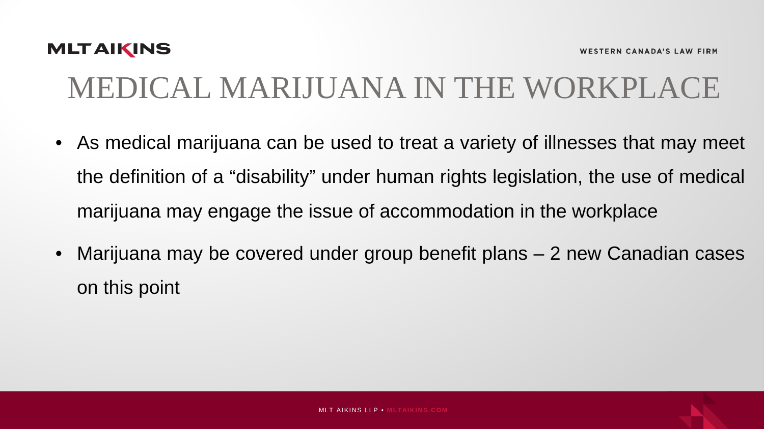# MEDICAL MARIJUANA IN THE WORKPLACE

- As medical marijuana can be used to treat a variety of illnesses that may meet the definition of a "disability" under human rights legislation, the use of medical marijuana may engage the issue of accommodation in the workplace
- Marijuana may be covered under group benefit plans – 2 new Canadian cases on this point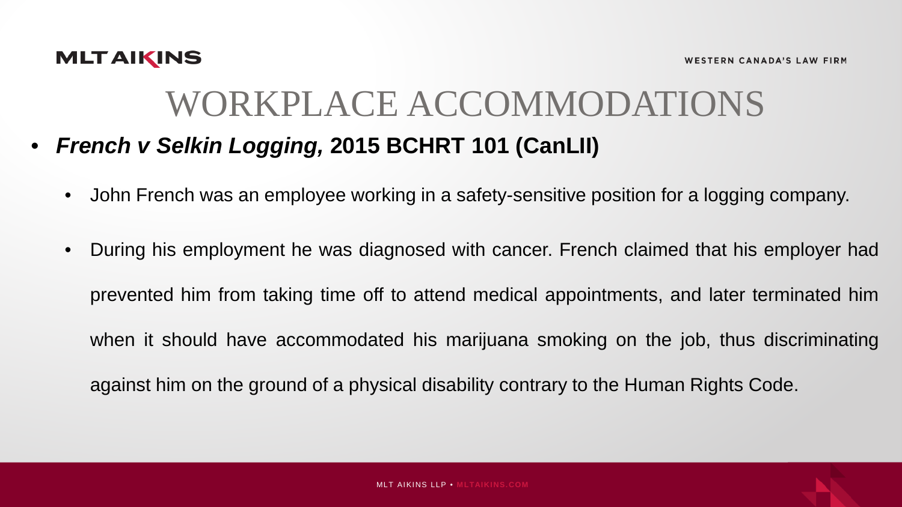# WORKPLACE ACCOMMODATIONS

- ***French v Selkin Logging,* 2015 BCHRT 101 (CanLII)**
  - John French was an employee working in a safety-sensitive position for a logging company.
  - During his employment he was diagnosed with cancer. French claimed that his employer had prevented him from taking time off to attend medical appointments, and later terminated him when it should have accommodated his marijuana smoking on the job, thus discriminating against him on the ground of a physical disability contrary to the Human Rights Code.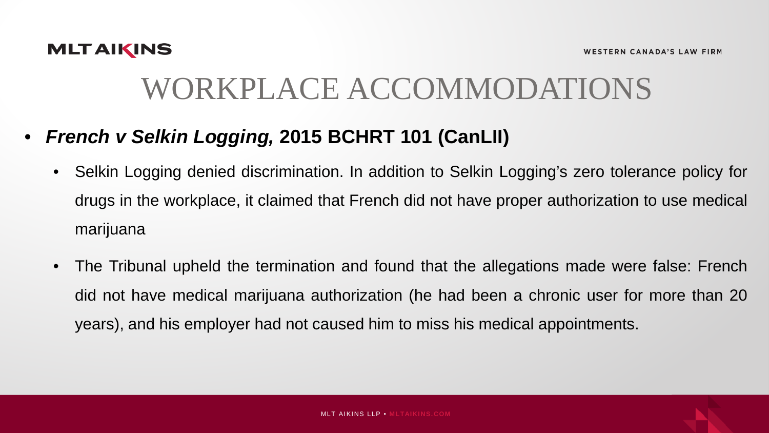# WORKPLACE ACCOMMODATIONS

- ***French v Selkin Logging,* 2015 BCHRT 101 (CanLII)**
  - Selkin Logging denied discrimination. In addition to Selkin Logging's zero tolerance policy for drugs in the workplace, it claimed that French did not have proper authorization to use medical marijuana
  - The Tribunal upheld the termination and found that the allegations made were false: French did not have medical marijuana authorization (he had been a chronic user for more than 20 years), and his employer had not caused him to miss his medical appointments.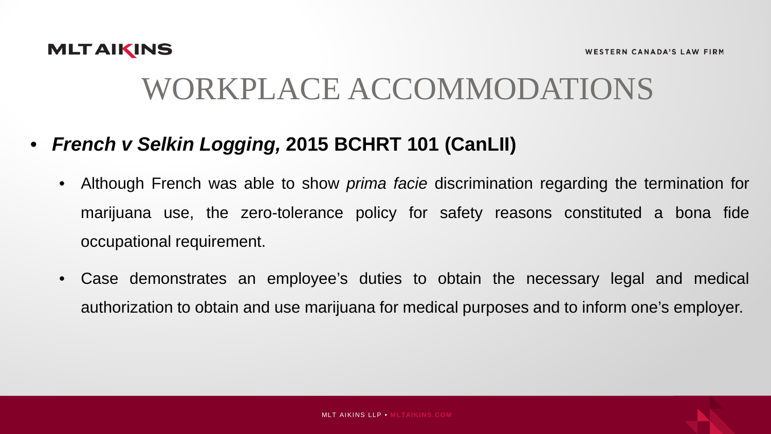# WORKPLACE ACCOMMODATIONS

- ***French v Selkin Logging,* 2015 BCHRT 101 (CanLII)**
  - Although French was able to show *prima facie* discrimination regarding the termination for marijuana use, the zero-tolerance policy for safety reasons constituted a bona fide occupational requirement.
  - Case demonstrates an employee's duties to obtain the necessary legal and medical authorization to obtain and use marijuana for medical purposes and to inform one's employer.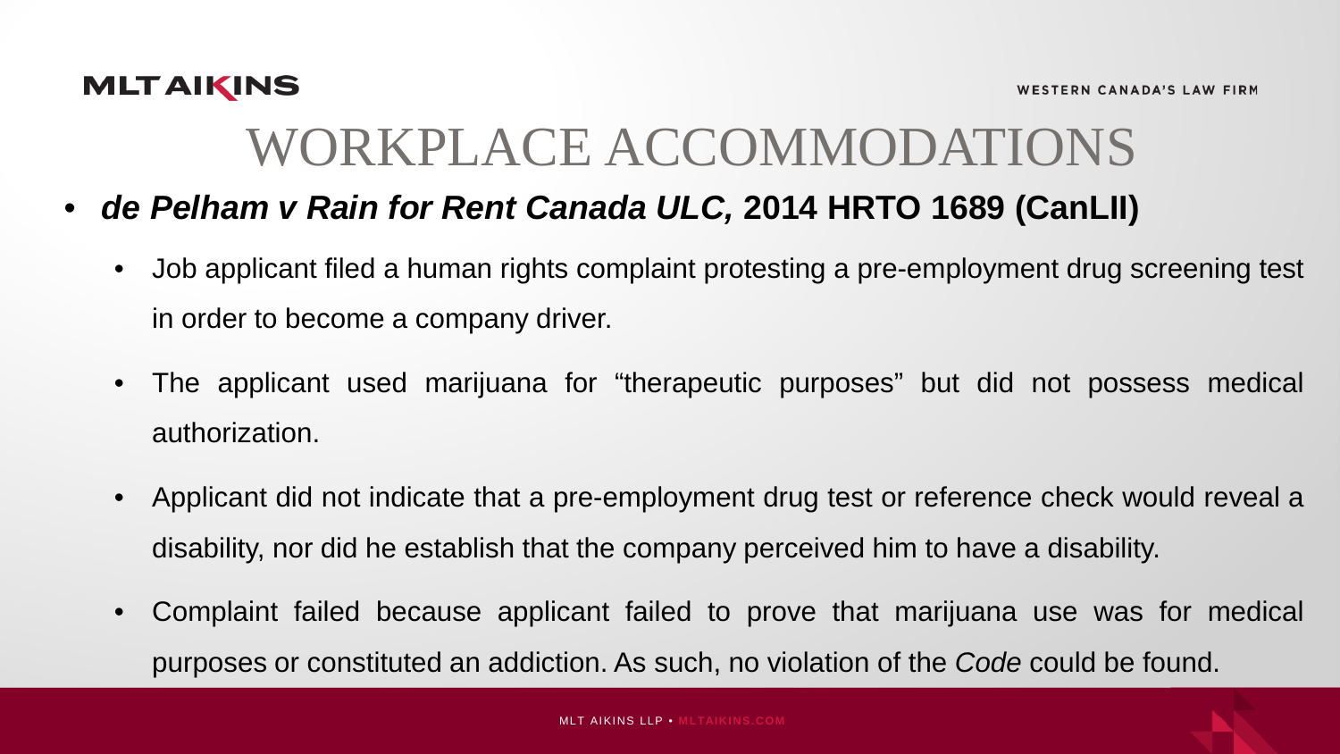# WORKPLACE ACCOMMODATIONS

- ***de Pelham v Rain for Rent Canada ULC,*** **2014 HRTO 1689 (CanLII)**
  - Job applicant filed a human rights complaint protesting a pre-employment drug screening test in order to become a company driver.
  - The applicant used marijuana for "therapeutic purposes" but did not possess medical authorization.
  - Applicant did not indicate that a pre-employment drug test or reference check would reveal a disability, nor did he establish that the company perceived him to have a disability.
  - Complaint failed because applicant failed to prove that marijuana use was for medical purposes or constituted an addiction. As such, no violation of the *Code* could be found.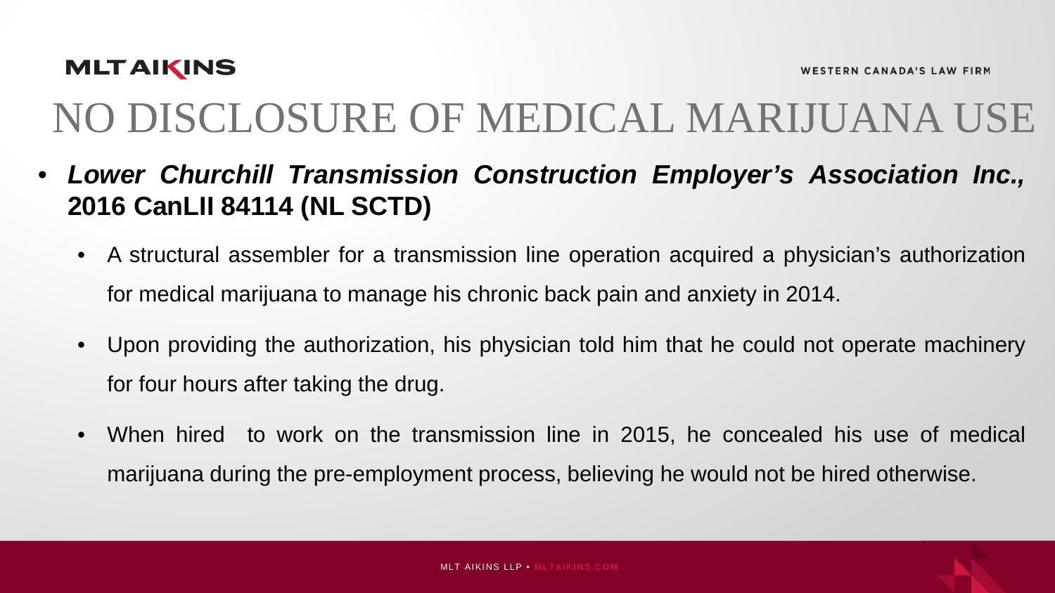# NO DISCLOSURE OF MEDICAL MARIJUANA USE

- ***Lower Churchill Transmission Construction Employer's Association Inc.,* 2016 CanLII 84114 (NL SCTD)**
  - A structural assembler for a transmission line operation acquired a physician's authorization for medical marijuana to manage his chronic back pain and anxiety in 2014.
  - Upon providing the authorization, his physician told him that he could not operate machinery for four hours after taking the drug.
  - When hired to work on the transmission line in 2015, he concealed his use of medical marijuana during the pre-employment process, believing he would not be hired otherwise.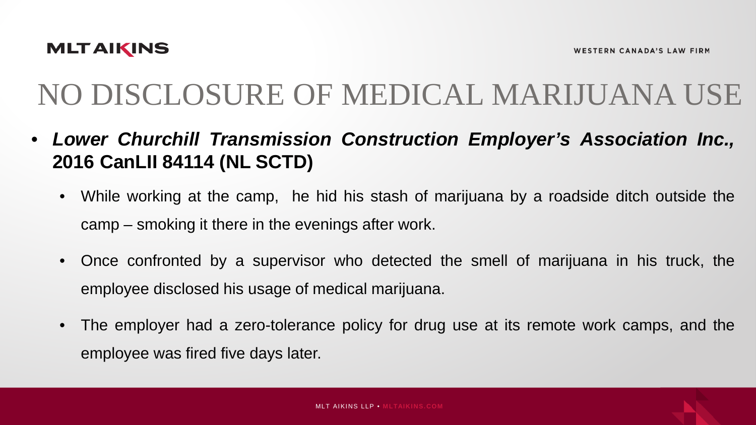# NO DISCLOSURE OF MEDICAL MARIJUANA USE

- ***Lower Churchill Transmission Construction Employer's Association Inc.,* 2016 CanLII 84114 (NL SCTD)**
  - While working at the camp, he hid his stash of marijuana by a roadside ditch outside the camp – smoking it there in the evenings after work.
  - Once confronted by a supervisor who detected the smell of marijuana in his truck, the employee disclosed his usage of medical marijuana.
  - The employer had a zero-tolerance policy for drug use at its remote work camps, and the employee was fired five days later.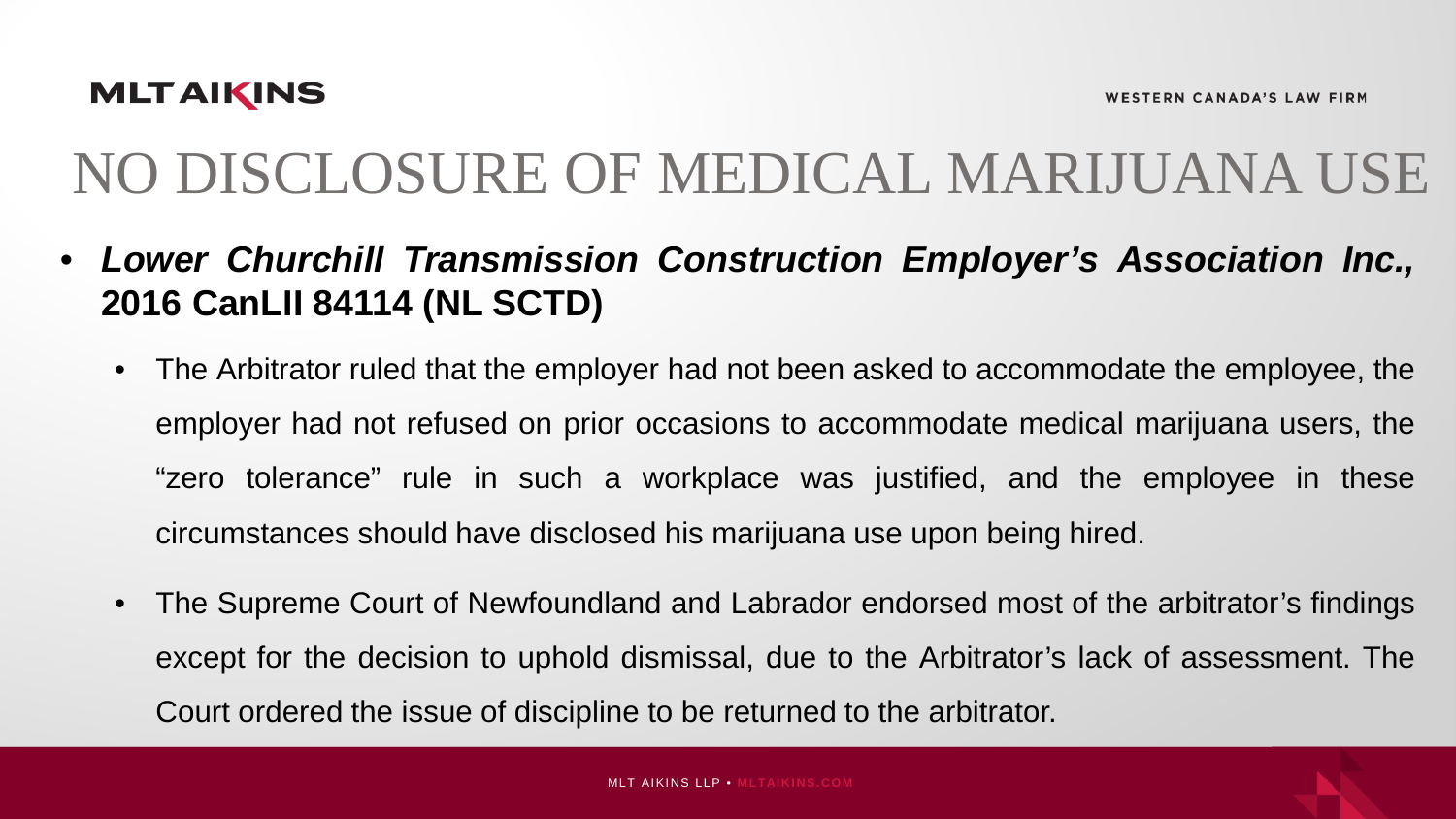# NO DISCLOSURE OF MEDICAL MARIJUANA USE

- ***Lower Churchill Transmission Construction Employer's Association Inc.,* 2016 CanLII 84114 (NL SCTD)**
  - The Arbitrator ruled that the employer had not been asked to accommodate the employee, the employer had not refused on prior occasions to accommodate medical marijuana users, the "zero tolerance" rule in such a workplace was justified, and the employee in these circumstances should have disclosed his marijuana use upon being hired.
  - The Supreme Court of Newfoundland and Labrador endorsed most of the arbitrator's findings except for the decision to uphold dismissal, due to the Arbitrator's lack of assessment. The Court ordered the issue of discipline to be returned to the arbitrator.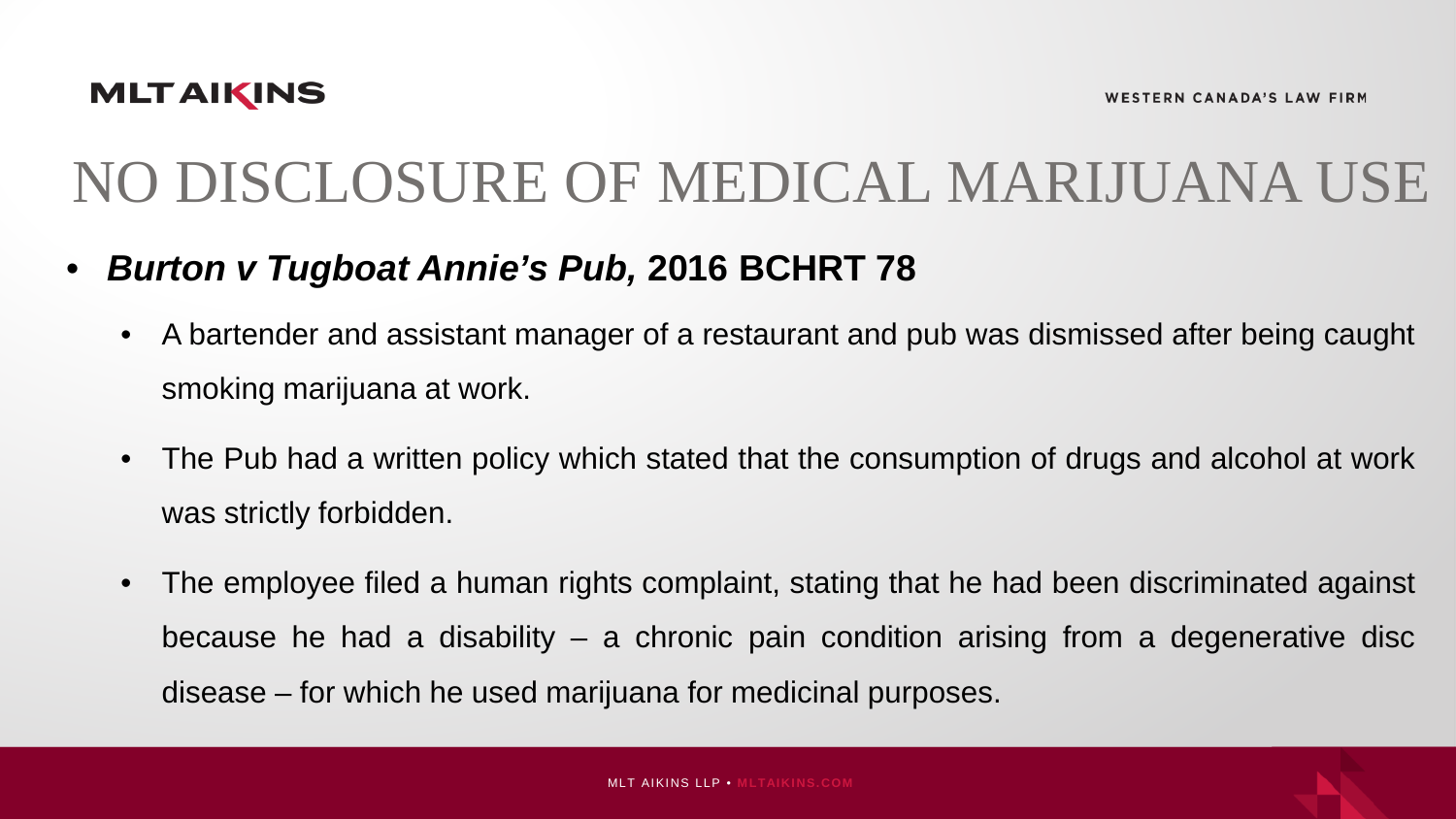# NO DISCLOSURE OF MEDICAL MARIJUANA USE

- ***Burton v Tugboat Annie's Pub,* 2016 BCHRT 78**
  - A bartender and assistant manager of a restaurant and pub was dismissed after being caught smoking marijuana at work.
  - The Pub had a written policy which stated that the consumption of drugs and alcohol at work was strictly forbidden.
  - The employee filed a human rights complaint, stating that he had been discriminated against because he had a disability – a chronic pain condition arising from a degenerative disc disease – for which he used marijuana for medicinal purposes.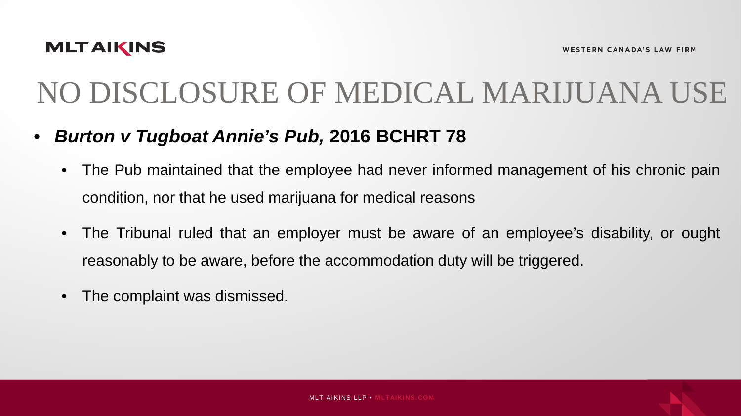# NO DISCLOSURE OF MEDICAL MARIJUANA USE

- ***Burton v Tugboat Annie's Pub,*** **2016 BCHRT 78**
  - The Pub maintained that the employee had never informed management of his chronic pain condition, nor that he used marijuana for medical reasons
  - The Tribunal ruled that an employer must be aware of an employee's disability, or ought reasonably to be aware, before the accommodation duty will be triggered.
  - The complaint was dismissed.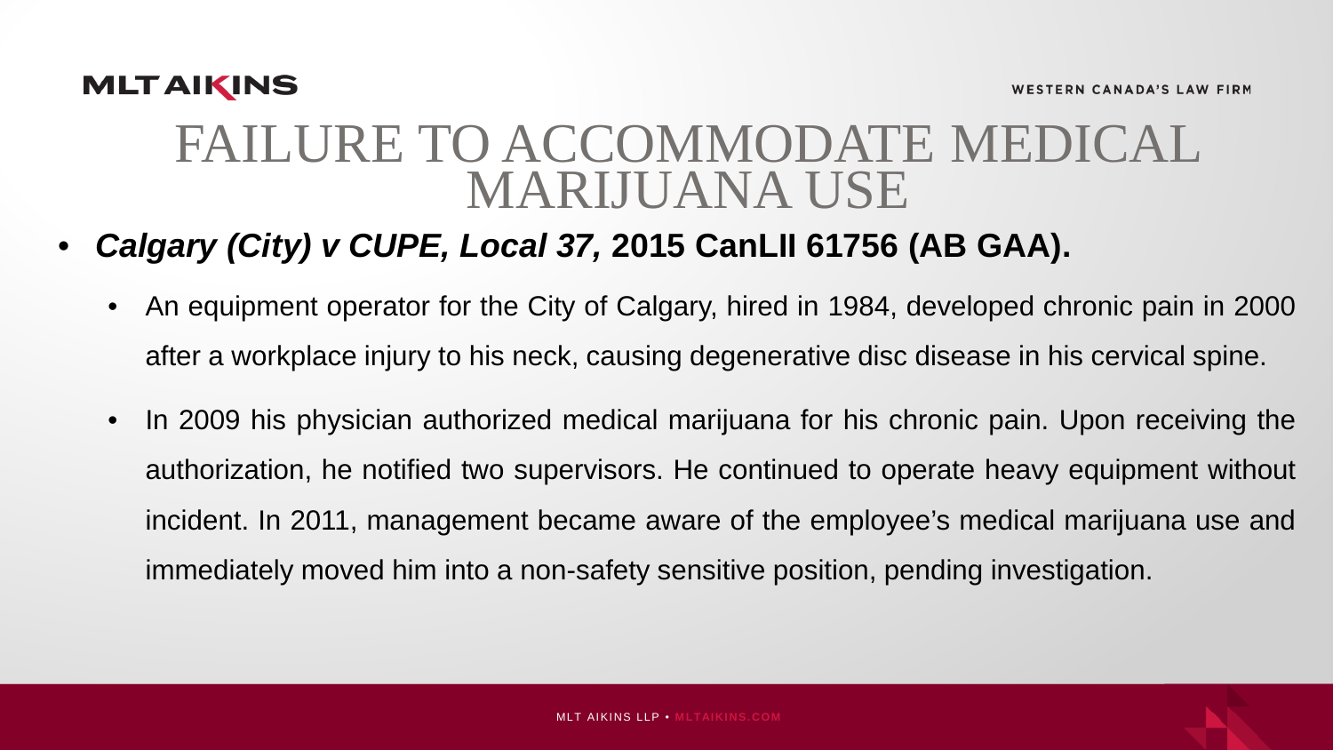# FAILURE TO ACCOMMODATE MEDICAL MARIJUANA USE

- ***Calgary (City) v CUPE, Local 37,* 2015 CanLII 61756 (AB GAA).**
  - An equipment operator for the City of Calgary, hired in 1984, developed chronic pain in 2000 after a workplace injury to his neck, causing degenerative disc disease in his cervical spine.
  - In 2009 his physician authorized medical marijuana for his chronic pain. Upon receiving the authorization, he notified two supervisors. He continued to operate heavy equipment without incident. In 2011, management became aware of the employee's medical marijuana use and immediately moved him into a non-safety sensitive position, pending investigation.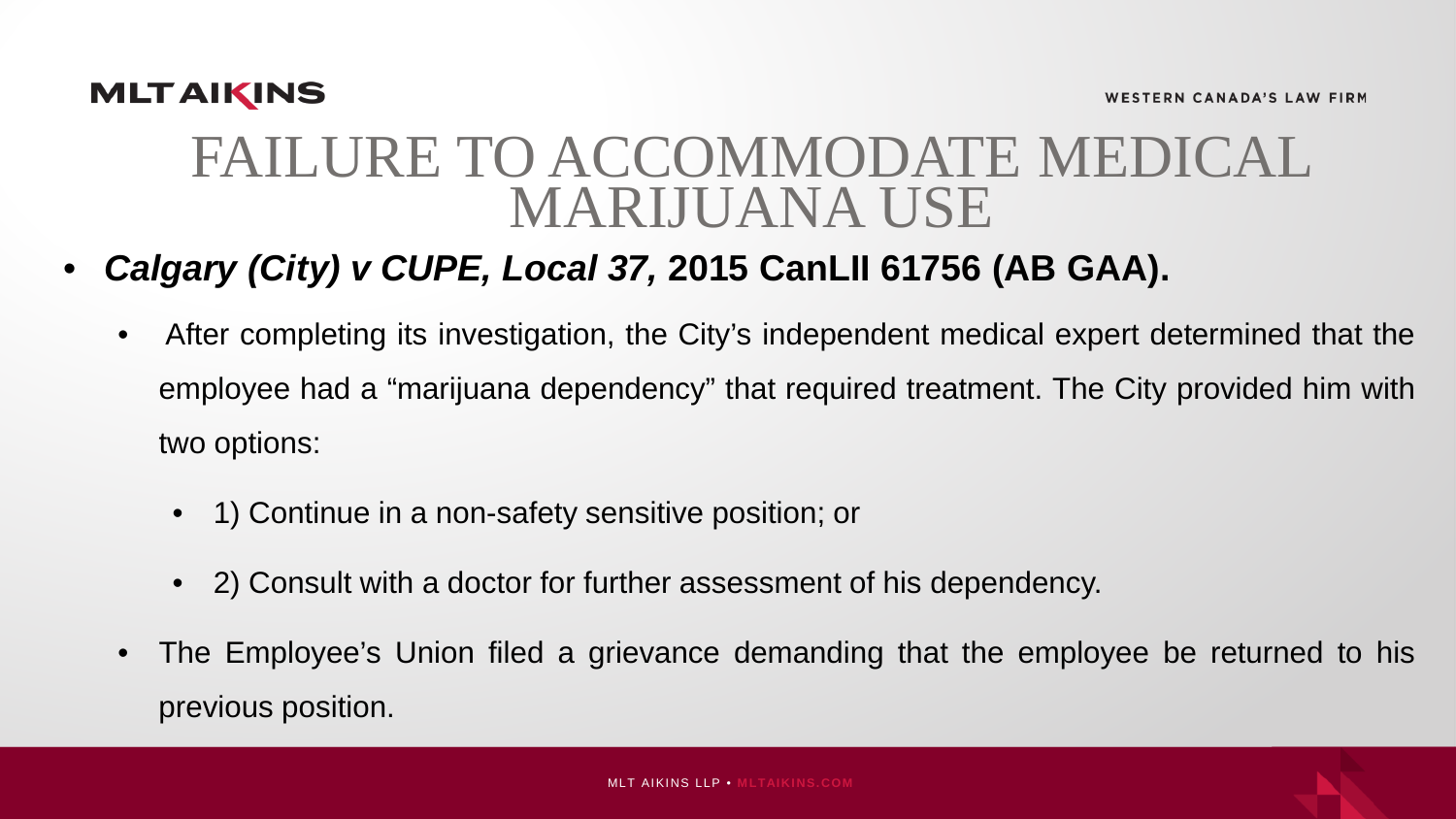# FAILURE TO ACCOMMODATE MEDICAL MARIJUANA USE

- ***Calgary (City) v CUPE, Local 37,* 2015 CanLII 61756 (AB GAA).**
  - After completing its investigation, the City's independent medical expert determined that the employee had a "marijuana dependency" that required treatment. The City provided him with two options:
    - 1) Continue in a non-safety sensitive position; or
    - 2) Consult with a doctor for further assessment of his dependency.
  - The Employee's Union filed a grievance demanding that the employee be returned to his previous position.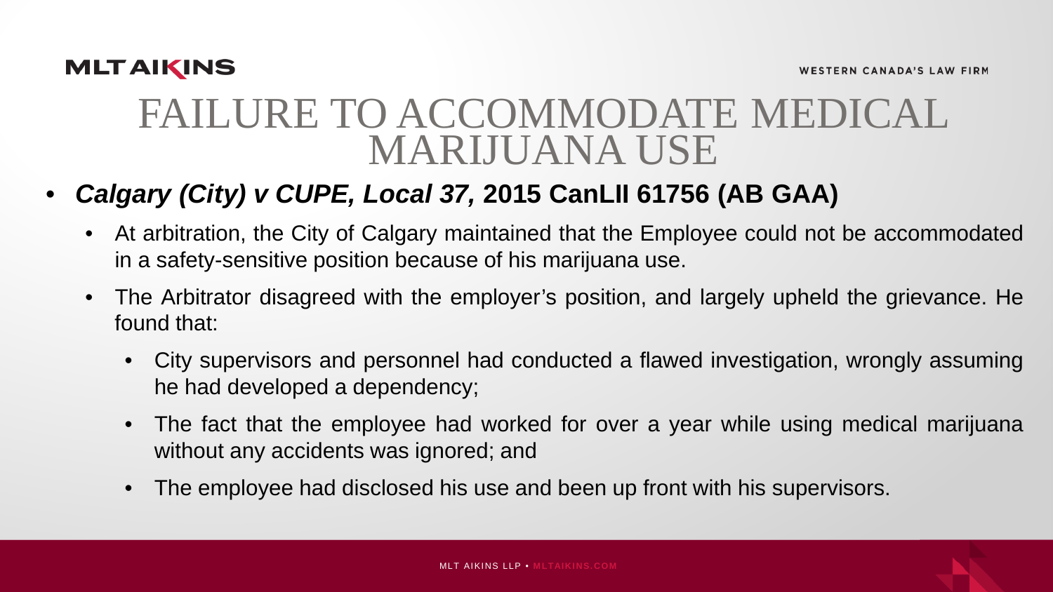# FAILURE TO ACCOMMODATE MEDICAL MARIJUANA USE

- ***Calgary (City) v CUPE, Local 37,* 2015 CanLII 61756 (AB GAA)**
  - At arbitration, the City of Calgary maintained that the Employee could not be accommodated in a safety-sensitive position because of his marijuana use.
  - The Arbitrator disagreed with the employer's position, and largely upheld the grievance. He found that:
    - City supervisors and personnel had conducted a flawed investigation, wrongly assuming he had developed a dependency;
    - The fact that the employee had worked for over a year while using medical marijuana without any accidents was ignored; and
    - The employee had disclosed his use and been up front with his supervisors.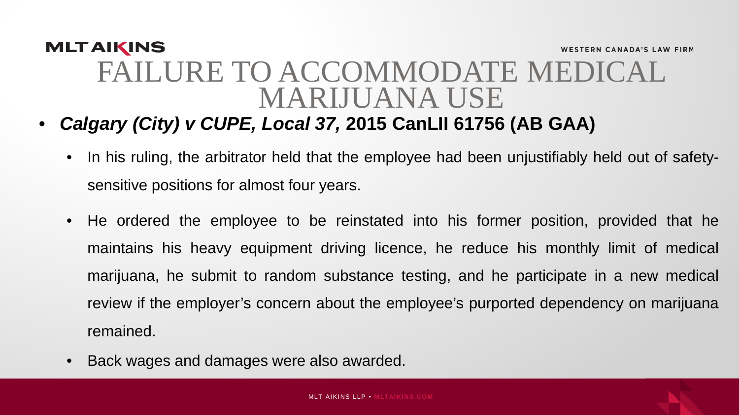# FAILURE TO ACCOMMODATE MEDICAL MARIJUANA USE

- ***Calgary (City) v CUPE, Local 37,* 2015 CanLII 61756 (AB GAA)**
  - In his ruling, the arbitrator held that the employee had been unjustifiably held out of safety-sensitive positions for almost four years.
  - He ordered the employee to be reinstated into his former position, provided that he maintains his heavy equipment driving licence, he reduce his monthly limit of medical marijuana, he submit to random substance testing, and he participate in a new medical review if the employer's concern about the employee's purported dependency on marijuana remained.
  - Back wages and damages were also awarded.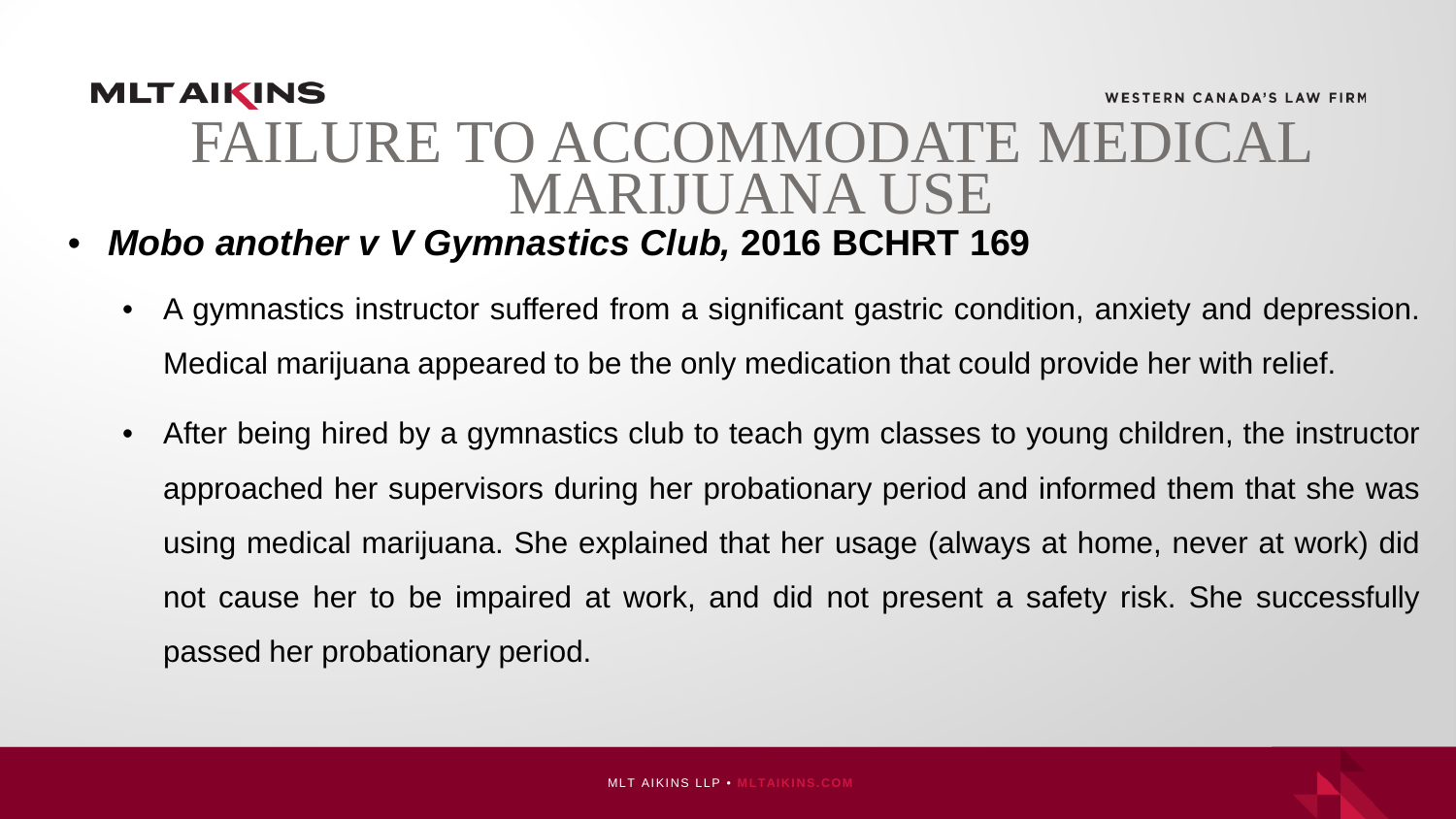# FAILURE TO ACCOMMODATE MEDICAL MARIJUANA USE

- ***Mobo another v V Gymnastics Club,* 2016 BCHRT 169**
  - A gymnastics instructor suffered from a significant gastric condition, anxiety and depression. Medical marijuana appeared to be the only medication that could provide her with relief.
  - After being hired by a gymnastics club to teach gym classes to young children, the instructor approached her supervisors during her probationary period and informed them that she was using medical marijuana. She explained that her usage (always at home, never at work) did not cause her to be impaired at work, and did not present a safety risk. She successfully passed her probationary period.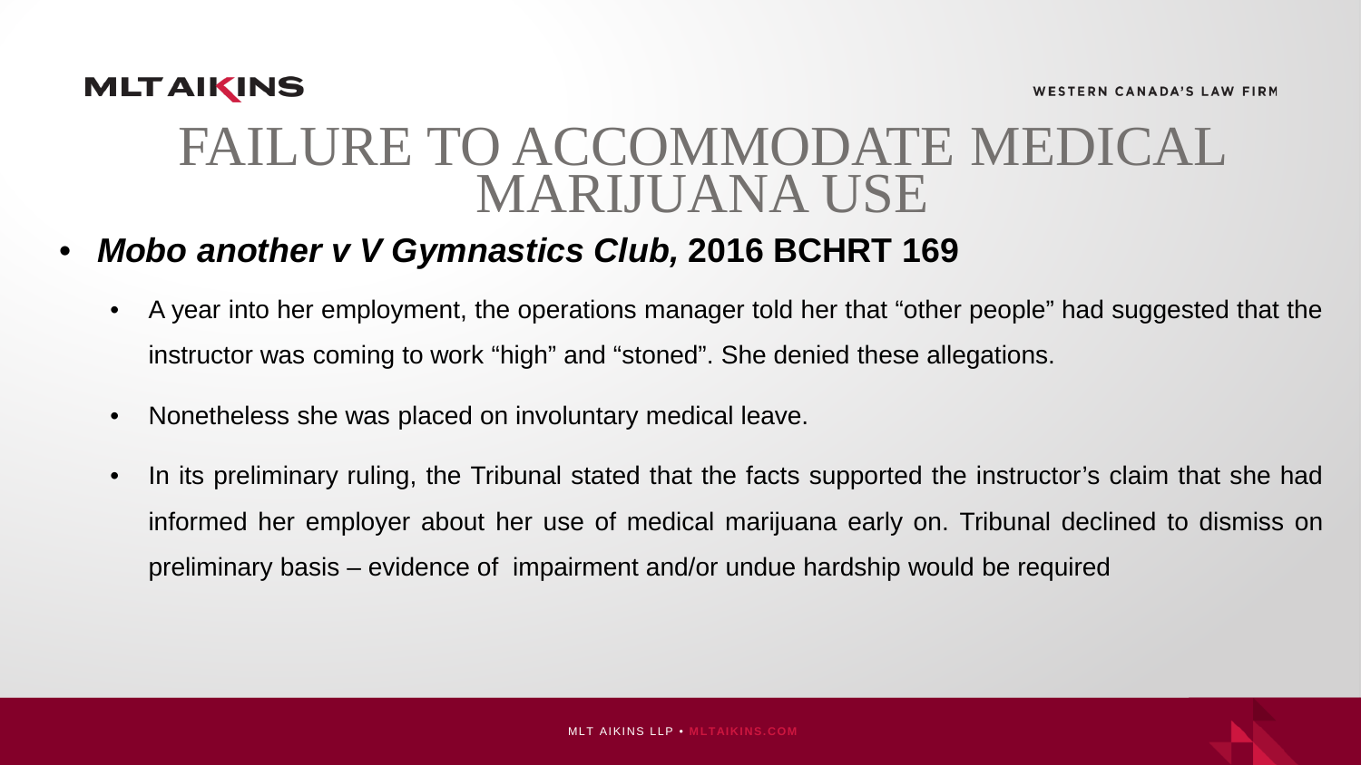# FAILURE TO ACCOMMODATE MEDICAL MARIJUANA USE

- ***Mobo another v V Gymnastics Club,* 2016 BCHRT 169**
  - A year into her employment, the operations manager told her that "other people" had suggested that the instructor was coming to work "high" and "stoned". She denied these allegations.
  - Nonetheless she was placed on involuntary medical leave.
  - In its preliminary ruling, the Tribunal stated that the facts supported the instructor's claim that she had informed her employer about her use of medical marijuana early on. Tribunal declined to dismiss on preliminary basis – evidence of impairment and/or undue hardship would be required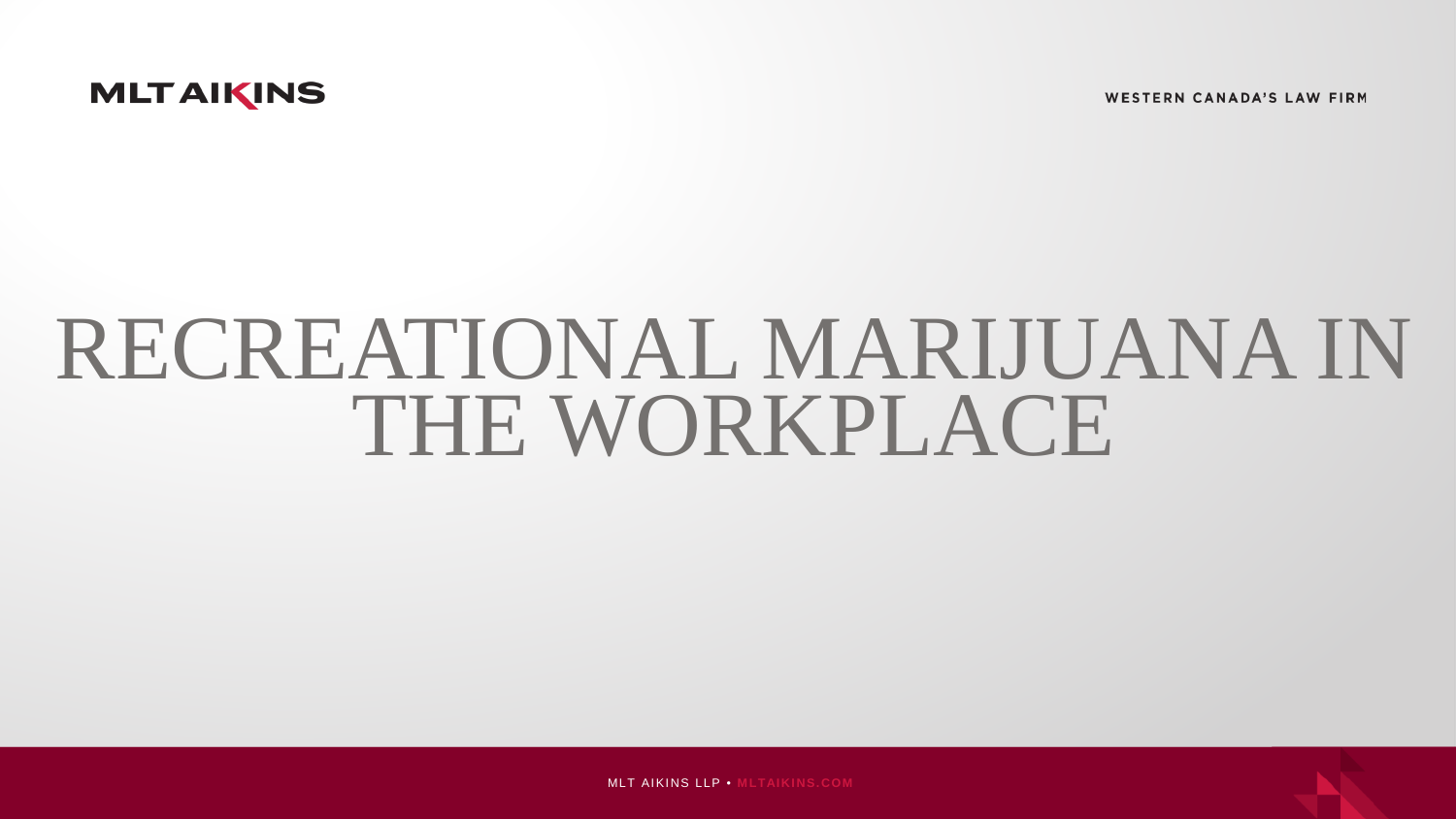# RECREATIONAL MARIJUANA IN THE WORKPLACE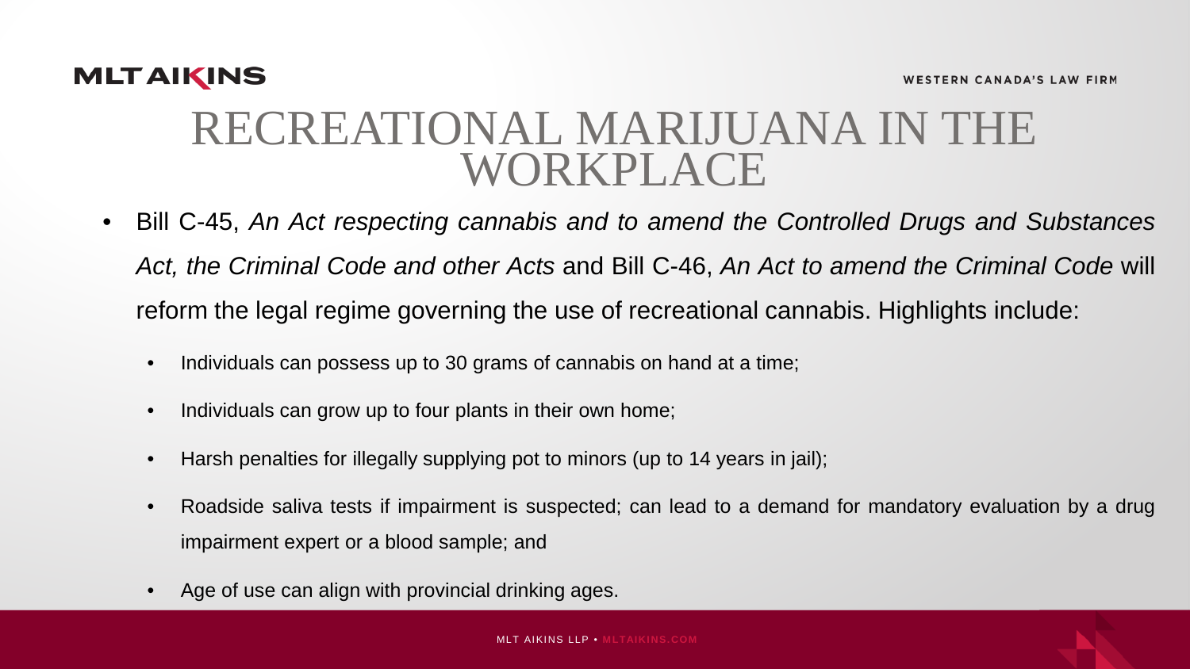# RECREATIONAL MARIJUANA IN THE WORKPLACE

- Bill C-45, *An Act respecting cannabis and to amend the Controlled Drugs and Substances Act, the Criminal Code and other Acts* and Bill C-46, *An Act to amend the Criminal Code* will reform the legal regime governing the use of recreational cannabis. Highlights include:
  - Individuals can possess up to 30 grams of cannabis on hand at a time;
  - Individuals can grow up to four plants in their own home;
  - Harsh penalties for illegally supplying pot to minors (up to 14 years in jail);
  - Roadside saliva tests if impairment is suspected; can lead to a demand for mandatory evaluation by a drug impairment expert or a blood sample; and
  - Age of use can align with provincial drinking ages.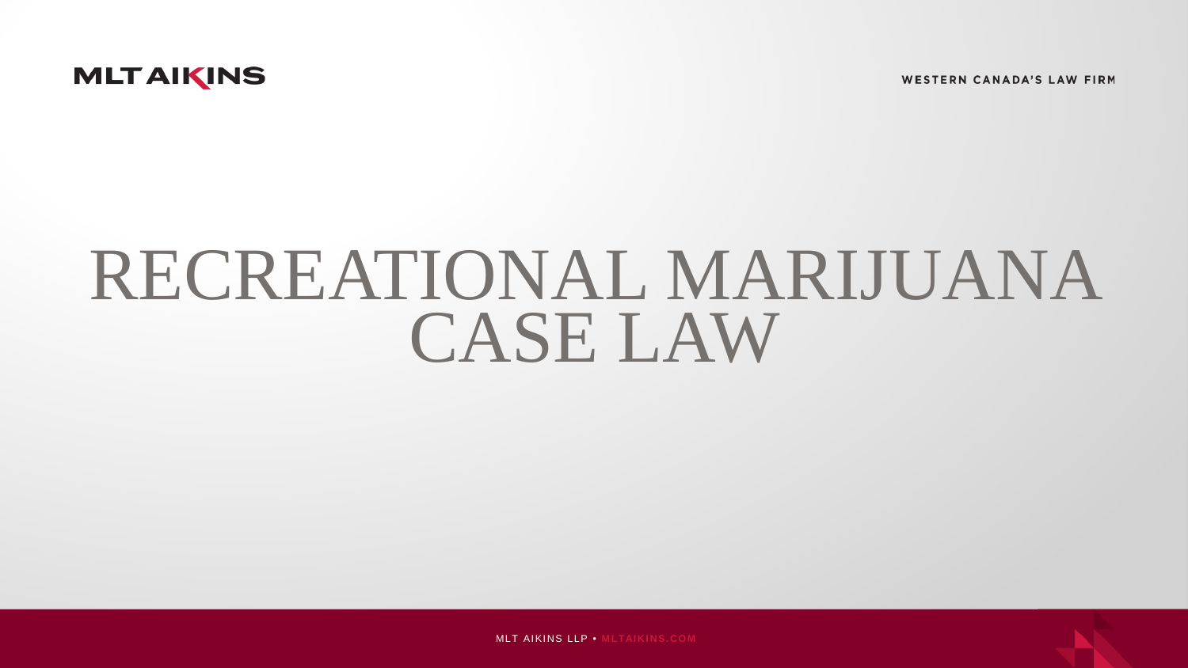# RECREATIONAL MARIJUANA CASE LAW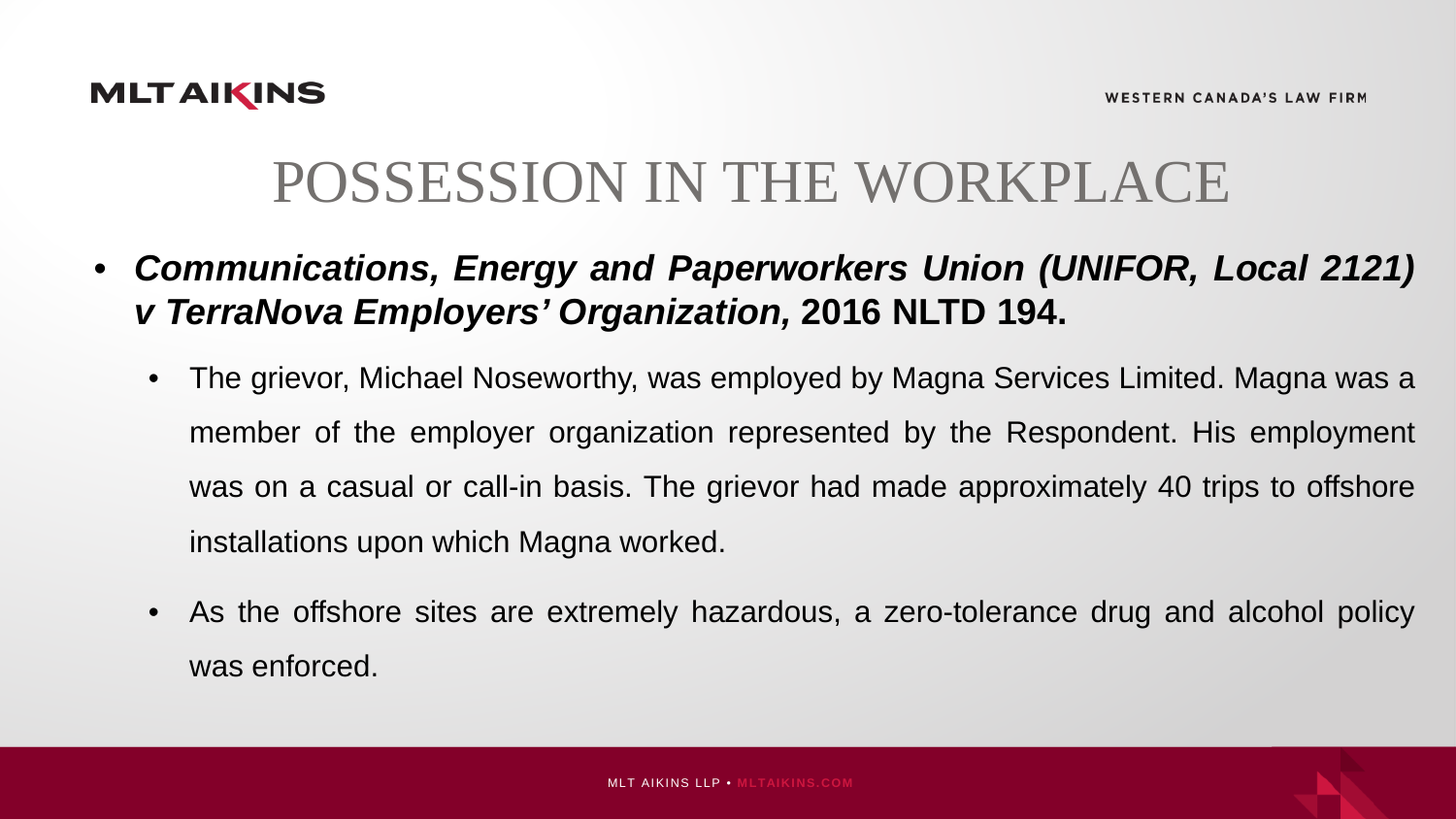# POSSESSION IN THE WORKPLACE

- ***Communications, Energy and Paperworkers Union (UNIFOR, Local 2121) v TerraNova Employers' Organization,* 2016 NLTD 194.**
  - The grievor, Michael Noseworthy, was employed by Magna Services Limited. Magna was a member of the employer organization represented by the Respondent. His employment was on a casual or call-in basis. The grievor had made approximately 40 trips to offshore installations upon which Magna worked.
  - As the offshore sites are extremely hazardous, a zero-tolerance drug and alcohol policy was enforced.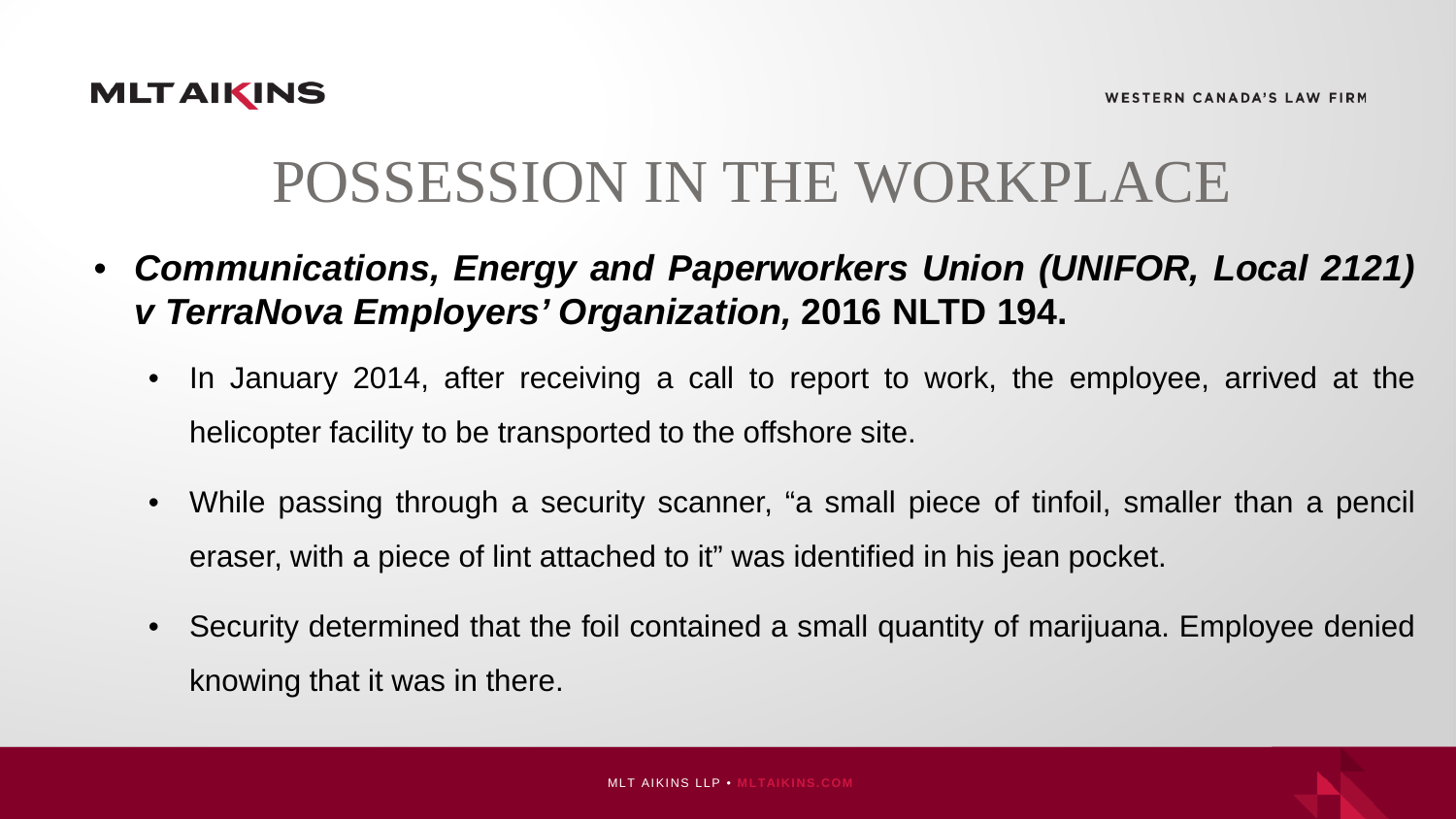# POSSESSION IN THE WORKPLACE

- ***Communications, Energy and Paperworkers Union (UNIFOR, Local 2121) v TerraNova Employers' Organization,* 2016 NLTD 194.**
  - In January 2014, after receiving a call to report to work, the employee, arrived at the helicopter facility to be transported to the offshore site.
  - While passing through a security scanner, "a small piece of tinfoil, smaller than a pencil eraser, with a piece of lint attached to it" was identified in his jean pocket.
  - Security determined that the foil contained a small quantity of marijuana. Employee denied knowing that it was in there.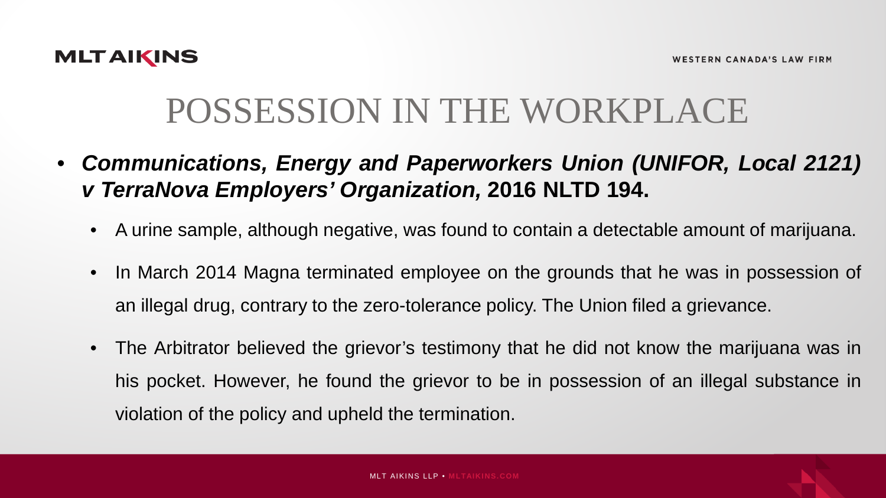# POSSESSION IN THE WORKPLACE

- ***Communications, Energy and Paperworkers Union (UNIFOR, Local 2121) v TerraNova Employers' Organization,*** **2016 NLTD 194.**
  - A urine sample, although negative, was found to contain a detectable amount of marijuana.
  - In March 2014 Magna terminated employee on the grounds that he was in possession of an illegal drug, contrary to the zero-tolerance policy. The Union filed a grievance.
  - The Arbitrator believed the grievor's testimony that he did not know the marijuana was in his pocket. However, he found the grievor to be in possession of an illegal substance in violation of the policy and upheld the termination.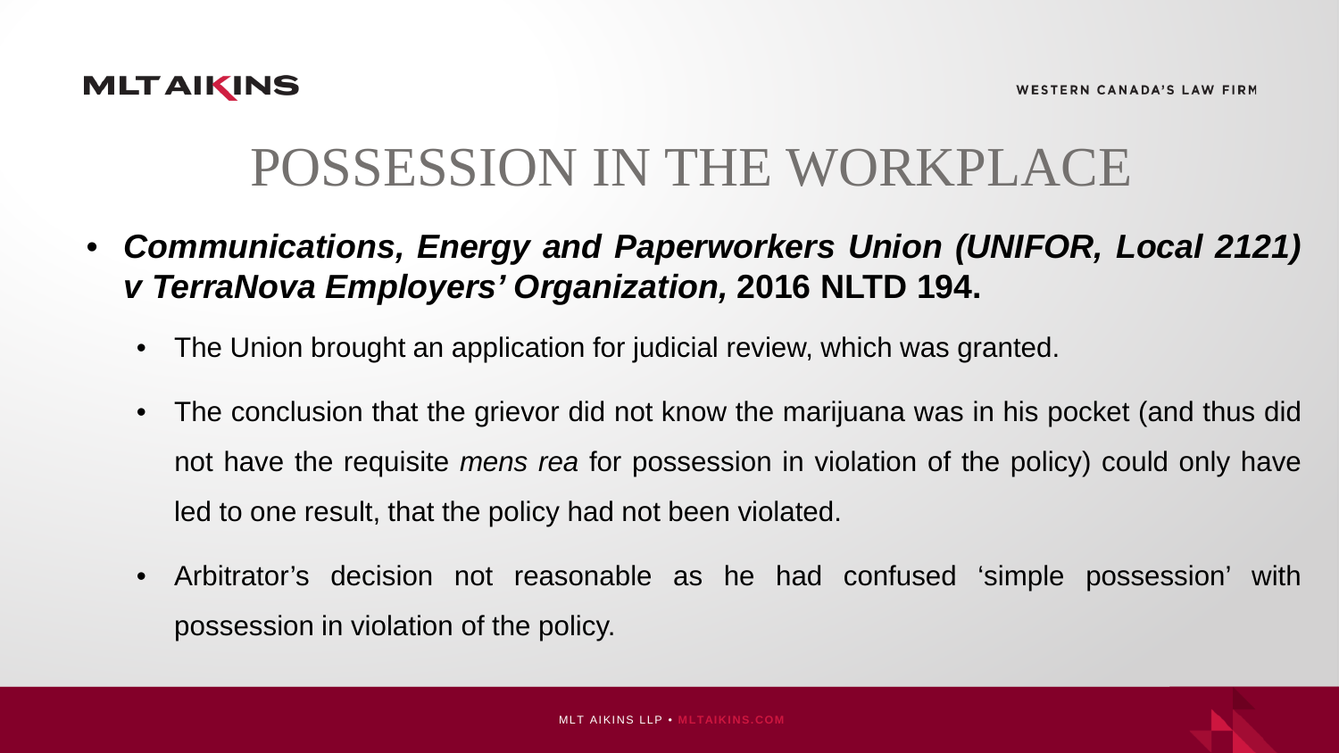# POSSESSION IN THE WORKPLACE

- ***Communications, Energy and Paperworkers Union (UNIFOR, Local 2121) v TerraNova Employers' Organization,* 2016 NLTD 194.**
  - The Union brought an application for judicial review, which was granted.
  - The conclusion that the grievor did not know the marijuana was in his pocket (and thus did not have the requisite *mens rea* for possession in violation of the policy) could only have led to one result, that the policy had not been violated.
  - Arbitrator's decision not reasonable as he had confused 'simple possession' with possession in violation of the policy.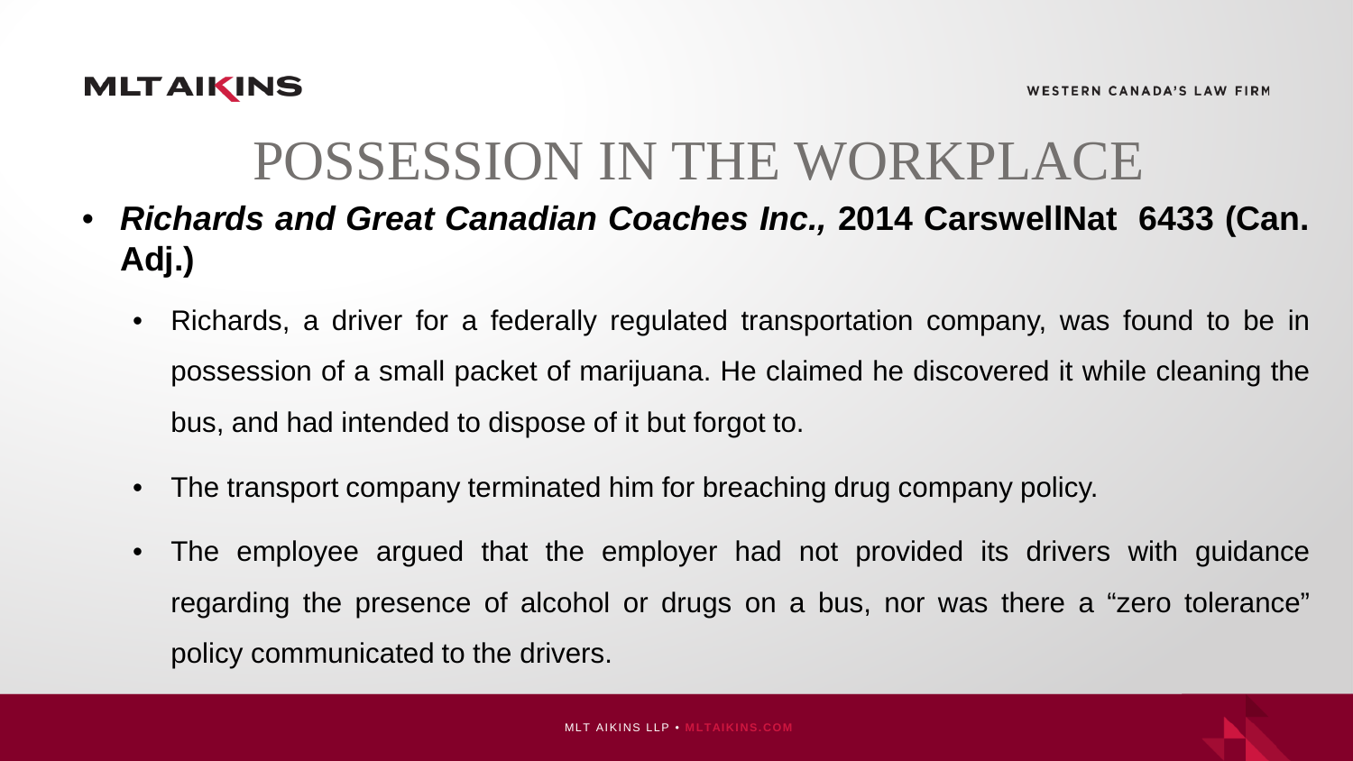# POSSESSION IN THE WORKPLACE

- ***Richards and Great Canadian Coaches Inc.,* 2014 CarswellNat 6433 (Can. Adj.)**
  - Richards, a driver for a federally regulated transportation company, was found to be in possession of a small packet of marijuana. He claimed he discovered it while cleaning the bus, and had intended to dispose of it but forgot to.
  - The transport company terminated him for breaching drug company policy.
  - The employee argued that the employer had not provided its drivers with guidance regarding the presence of alcohol or drugs on a bus, nor was there a "zero tolerance" policy communicated to the drivers.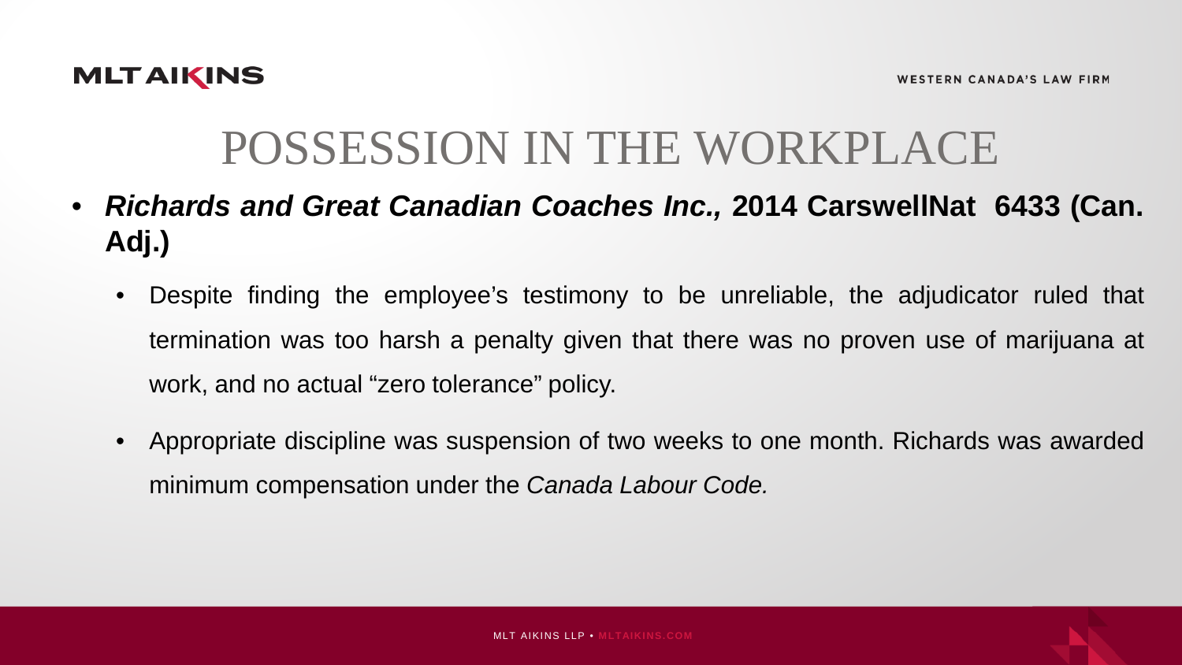# POSSESSION IN THE WORKPLACE

- ***Richards and Great Canadian Coaches Inc.,* 2014 CarswellNat 6433 (Can. Adj.)**
  - Despite finding the employee's testimony to be unreliable, the adjudicator ruled that termination was too harsh a penalty given that there was no proven use of marijuana at work, and no actual "zero tolerance" policy.
  - Appropriate discipline was suspension of two weeks to one month. Richards was awarded minimum compensation under the *Canada Labour Code.*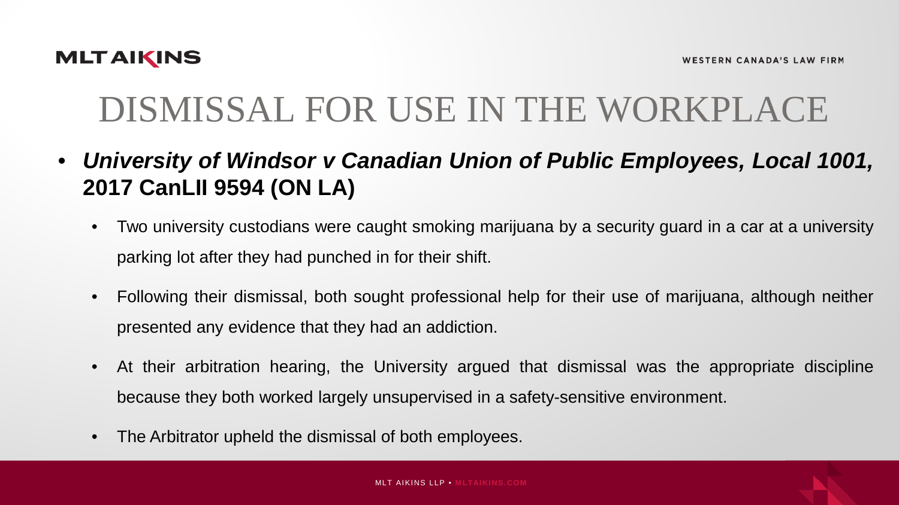# DISMISSAL FOR USE IN THE WORKPLACE

- ***University of Windsor v Canadian Union of Public Employees, Local 1001,* 2017 CanLII 9594 (ON LA)**
  - Two university custodians were caught smoking marijuana by a security guard in a car at a university parking lot after they had punched in for their shift.
  - Following their dismissal, both sought professional help for their use of marijuana, although neither presented any evidence that they had an addiction.
  - At their arbitration hearing, the University argued that dismissal was the appropriate discipline because they both worked largely unsupervised in a safety-sensitive environment.
  - The Arbitrator upheld the dismissal of both employees.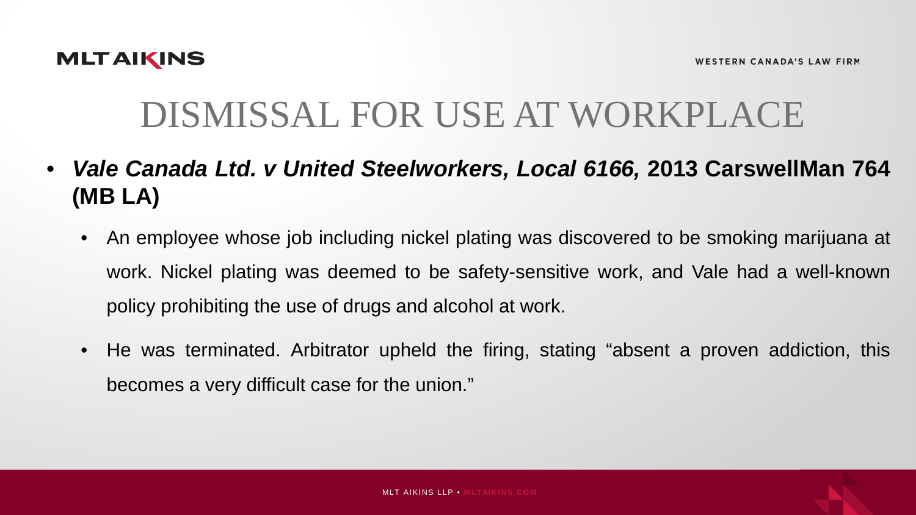# DISMISSAL FOR USE AT WORKPLACE

- ***Vale Canada Ltd. v United Steelworkers, Local 6166,*** **2013 CarswellMan 764 (MB LA)**
  - An employee whose job including nickel plating was discovered to be smoking marijuana at work. Nickel plating was deemed to be safety-sensitive work, and Vale had a well-known policy prohibiting the use of drugs and alcohol at work.
  - He was terminated. Arbitrator upheld the firing, stating "absent a proven addiction, this becomes a very difficult case for the union."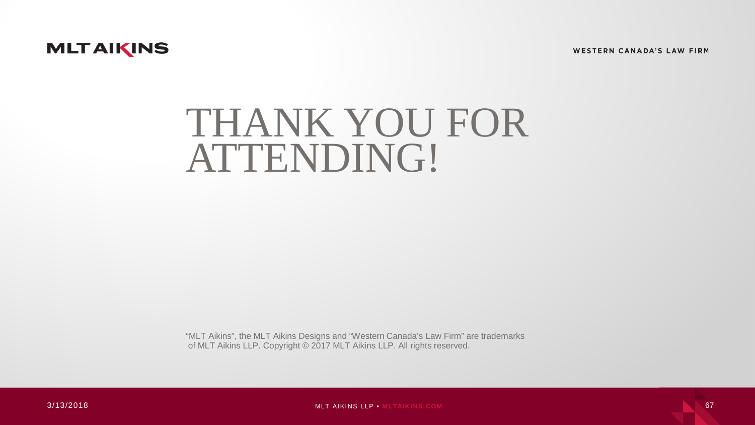# THANK YOU FOR ATTENDING!

"MLT Aikins", the MLT Aikins Designs and "Western Canada's Law Firm" are trademarks of MLT Aikins LLP. Copyright © 2017 MLT Aikins LLP. All rights reserved.